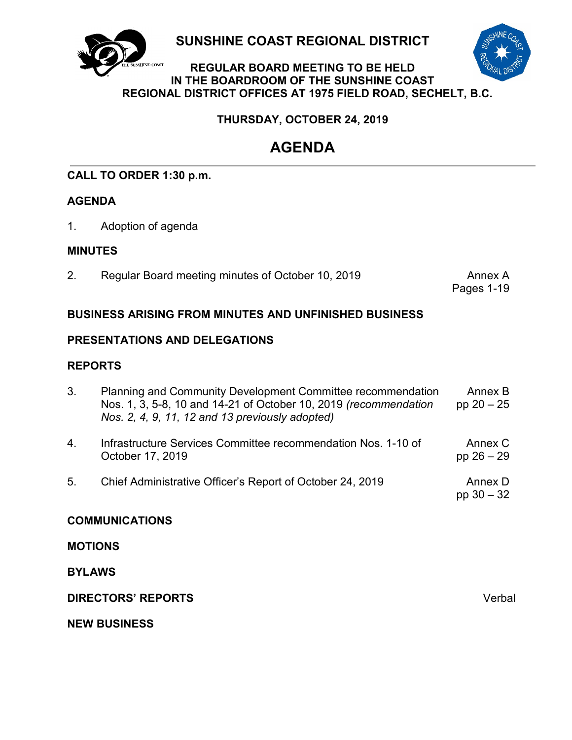# SUNSHINE COAST REGIONAL DISTRICT

**REGULAR BOARD MEETING TO BE HELD IN THE BOARDROOM OF THE SUNSHINE COAST REGIONAL DISTRICT OFFICES AT 1975 FIELD ROAD, SECHELT, B.C.**

**THURSDAY, OCTOBER 24, 2019**

## AGENDA

**CALL TO ORDER 1:30 p.m.**

**AGENDA**

1. Adoption of agenda

**MINUTES**

2. Regular Board meeting minutes of October 10, 2019 — Annex A, Pages 1-19

**BUSINESS ARISING FROM MINUTES AND UNFINISHED BUSINESS**

**PRESENTATIONS AND DELEGATIONS**

**REPORTS**

3. Planning and Community Development Committee recommendation Nos. 1, 3, 5-8, 10 and 14-21 of October 10, 2019 *(recommendation Nos. 2, 4, 9, 11, 12 and 13 previously adopted)* — Annex B, pp 20 – 25

4. Infrastructure Services Committee recommendation Nos. 1-10 of October 17, 2019 — Annex C, pp 26 – 29

5. Chief Administrative Officer's Report of October 24, 2019 — Annex D, pp 30 – 32

**COMMUNICATIONS**

**MOTIONS**

**BYLAWS**

**DIRECTORS' REPORTS** — Verbal

**NEW BUSINESS**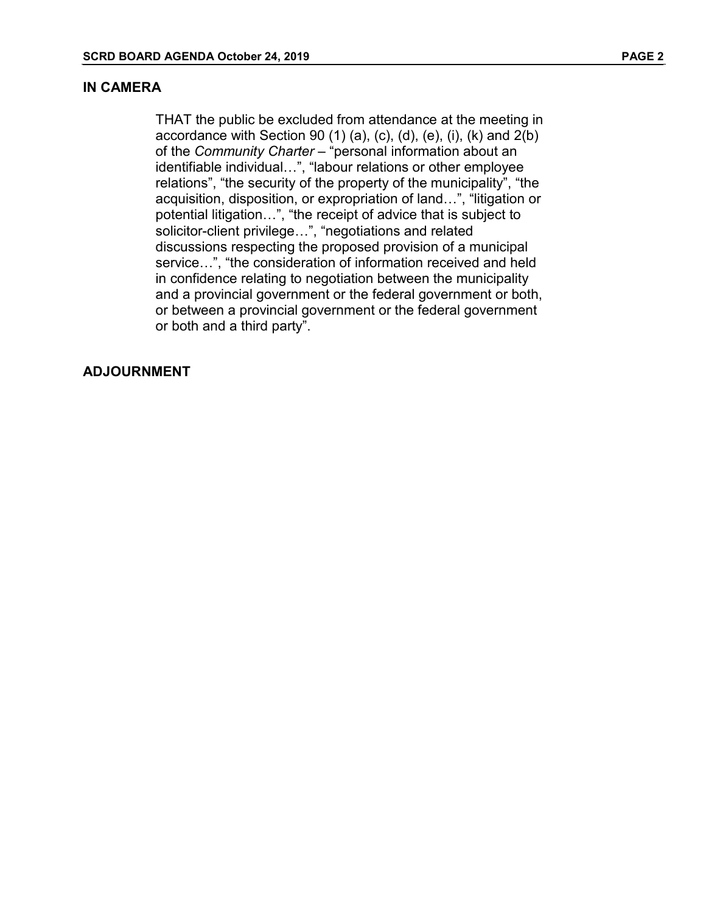## IN CAMERA

THAT the public be excluded from attendance at the meeting in accordance with Section 90 (1) (a), (c), (d), (e), (i), (k) and 2(b) of the *Community Charter* – "personal information about an identifiable individual…", "labour relations or other employee relations", "the security of the property of the municipality", "the acquisition, disposition, or expropriation of land…", "litigation or potential litigation…", "the receipt of advice that is subject to solicitor-client privilege…", "negotiations and related discussions respecting the proposed provision of a municipal service…", "the consideration of information received and held in confidence relating to negotiation between the municipality and a provincial government or the federal government or both, or between a provincial government or the federal government or both and a third party".

## ADJOURNMENT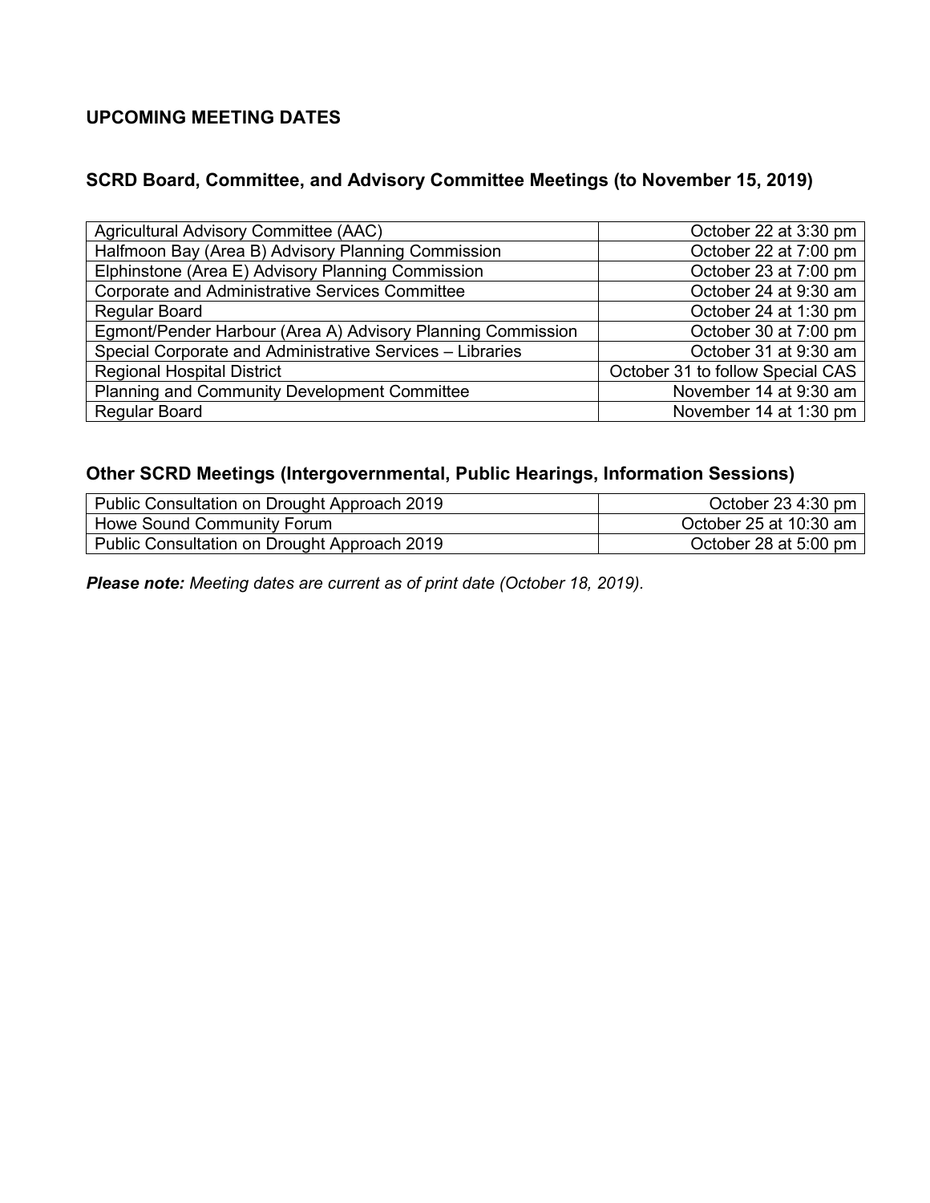## UPCOMING MEETING DATES

### SCRD Board, Committee, and Advisory Committee Meetings (to November 15, 2019)

| | |
|---|---|
| Agricultural Advisory Committee (AAC) | October 22 at 3:30 pm |
| Halfmoon Bay (Area B) Advisory Planning Commission | October 22 at 7:00 pm |
| Elphinstone (Area E) Advisory Planning Commission | October 23 at 7:00 pm |
| Corporate and Administrative Services Committee | October 24 at 9:30 am |
| Regular Board | October 24 at 1:30 pm |
| Egmont/Pender Harbour (Area A) Advisory Planning Commission | October 30 at 7:00 pm |
| Special Corporate and Administrative Services – Libraries | October 31 at 9:30 am |
| Regional Hospital District | October 31 to follow Special CAS |
| Planning and Community Development Committee | November 14 at 9:30 am |
| Regular Board | November 14 at 1:30 pm |

### Other SCRD Meetings (Intergovernmental, Public Hearings, Information Sessions)

| | |
|---|---|
| Public Consultation on Drought Approach 2019 | October 23 4:30 pm |
| Howe Sound Community Forum | October 25 at 10:30 am |
| Public Consultation on Drought Approach 2019 | October 28 at 5:00 pm |

***Please note:*** *Meeting dates are current as of print date (October 18, 2019).*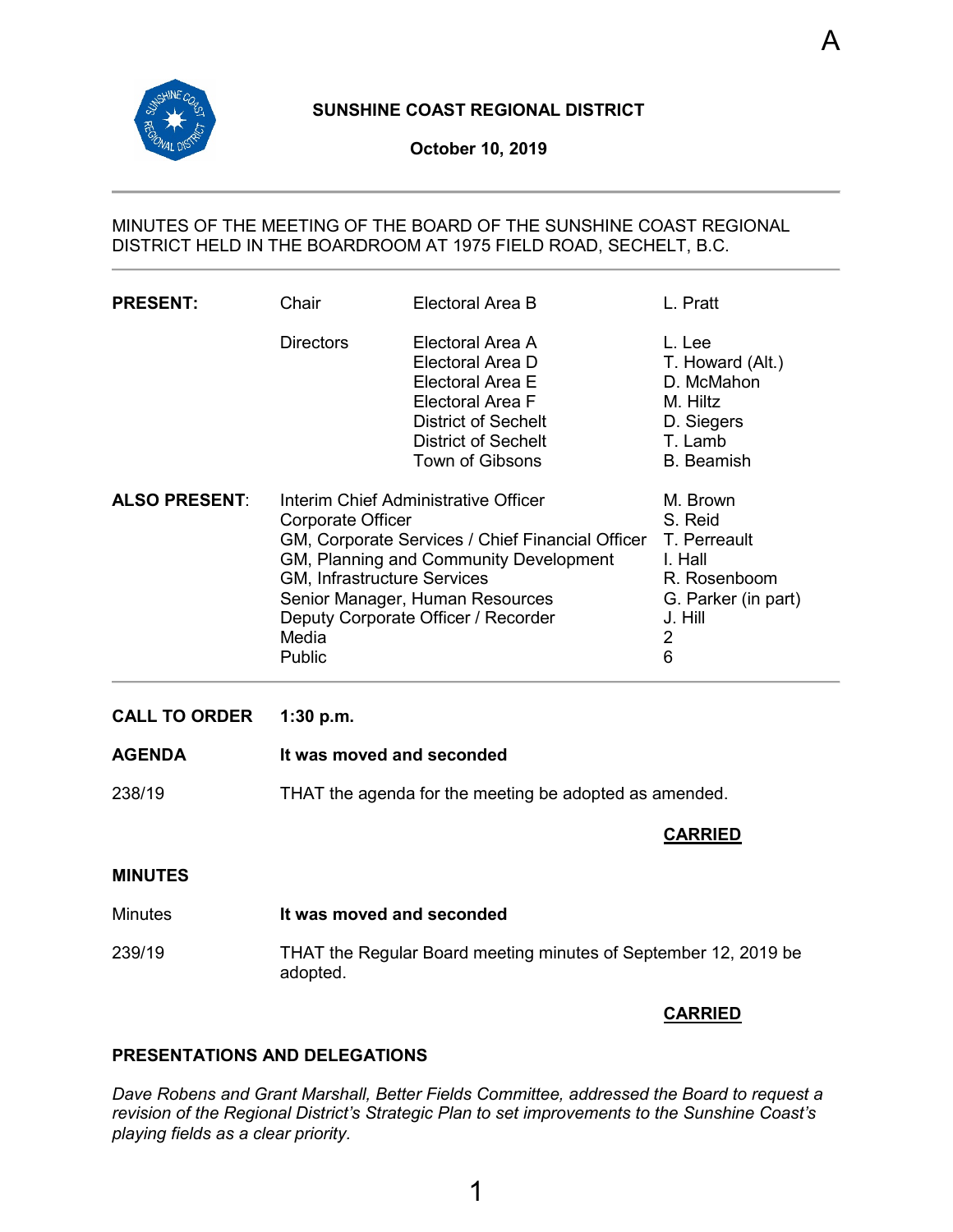A

**SUNSHINE COAST REGIONAL DISTRICT**

**October 10, 2019**

MINUTES OF THE MEETING OF THE BOARD OF THE SUNSHINE COAST REGIONAL DISTRICT HELD IN THE BOARDROOM AT 1975 FIELD ROAD, SECHELT, B.C.

| | | | |
|---|---|---|---|
| **PRESENT:** | Chair | Electoral Area B | L. Pratt |
| | Directors | Electoral Area A | L. Lee |
| | | Electoral Area D | T. Howard (Alt.) |
| | | Electoral Area E | D. McMahon |
| | | Electoral Area F | M. Hiltz |
| | | District of Sechelt | D. Siegers |
| | | District of Sechelt | T. Lamb |
| | | Town of Gibsons | B. Beamish |
| **ALSO PRESENT**: | Interim Chief Administrative Officer | | M. Brown |
| | Corporate Officer | | S. Reid |
| | GM, Corporate Services / Chief Financial Officer | | T. Perreault |
| | GM, Planning and Community Development | | I. Hall |
| | GM, Infrastructure Services | | R. Rosenboom |
| | Senior Manager, Human Resources | | G. Parker (in part) |
| | Deputy Corporate Officer / Recorder | | J. Hill |
| | Media | | 2 |
| | Public | | 6 |

**CALL TO ORDER** **1:30 p.m.**

**AGENDA** **It was moved and seconded**

238/19 THAT the agenda for the meeting be adopted as amended.

**CARRIED**

**MINUTES**

Minutes **It was moved and seconded**

239/19 THAT the Regular Board meeting minutes of September 12, 2019 be adopted.

**CARRIED**

**PRESENTATIONS AND DELEGATIONS**

*Dave Robens and Grant Marshall, Better Fields Committee, addressed the Board to request a revision of the Regional District's Strategic Plan to set improvements to the Sunshine Coast's playing fields as a clear priority.*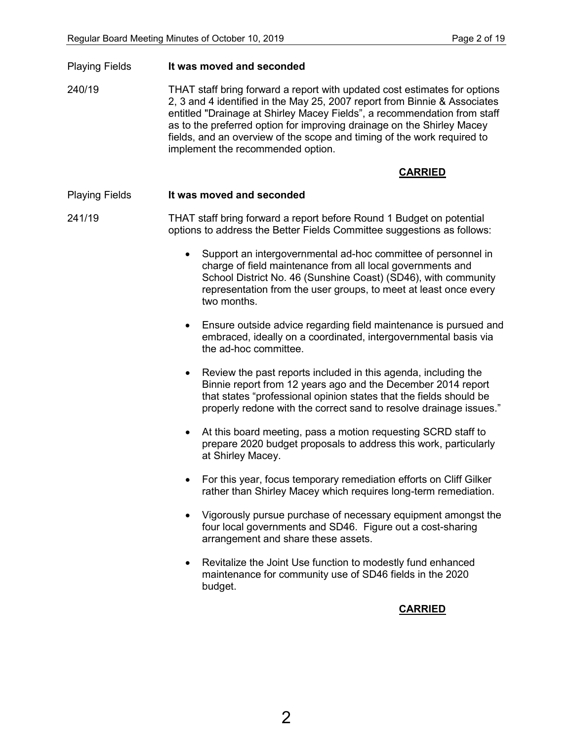Playing Fields **It was moved and seconded**

240/19 THAT staff bring forward a report with updated cost estimates for options 2, 3 and 4 identified in the May 25, 2007 report from Binnie & Associates entitled "Drainage at Shirley Macey Fields", a recommendation from staff as to the preferred option for improving drainage on the Shirley Macey fields, and an overview of the scope and timing of the work required to implement the recommended option.

**CARRIED**

Playing Fields **It was moved and seconded**

241/19 THAT staff bring forward a report before Round 1 Budget on potential options to address the Better Fields Committee suggestions as follows:

- Support an intergovernmental ad-hoc committee of personnel in charge of field maintenance from all local governments and School District No. 46 (Sunshine Coast) (SD46), with community representation from the user groups, to meet at least once every two months.
- Ensure outside advice regarding field maintenance is pursued and embraced, ideally on a coordinated, intergovernmental basis via the ad-hoc committee.
- Review the past reports included in this agenda, including the Binnie report from 12 years ago and the December 2014 report that states "professional opinion states that the fields should be properly redone with the correct sand to resolve drainage issues."
- At this board meeting, pass a motion requesting SCRD staff to prepare 2020 budget proposals to address this work, particularly at Shirley Macey.
- For this year, focus temporary remediation efforts on Cliff Gilker rather than Shirley Macey which requires long-term remediation.
- Vigorously pursue purchase of necessary equipment amongst the four local governments and SD46. Figure out a cost-sharing arrangement and share these assets.
- Revitalize the Joint Use function to modestly fund enhanced maintenance for community use of SD46 fields in the 2020 budget.

**CARRIED**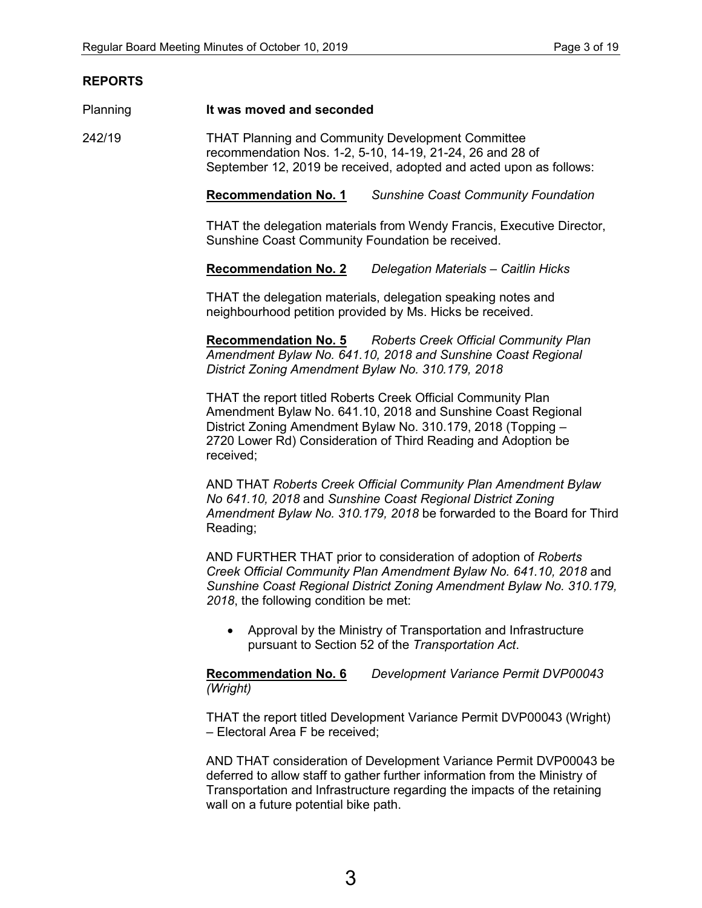## REPORTS

Planning **It was moved and seconded**

242/19 THAT Planning and Community Development Committee recommendation Nos. 1-2, 5-10, 14-19, 21-24, 26 and 28 of September 12, 2019 be received, adopted and acted upon as follows:

**Recommendation No. 1** *Sunshine Coast Community Foundation*

THAT the delegation materials from Wendy Francis, Executive Director, Sunshine Coast Community Foundation be received.

**Recommendation No. 2** *Delegation Materials – Caitlin Hicks*

THAT the delegation materials, delegation speaking notes and neighbourhood petition provided by Ms. Hicks be received.

**Recommendation No. 5** *Roberts Creek Official Community Plan Amendment Bylaw No. 641.10, 2018 and Sunshine Coast Regional District Zoning Amendment Bylaw No. 310.179, 2018*

THAT the report titled Roberts Creek Official Community Plan Amendment Bylaw No. 641.10, 2018 and Sunshine Coast Regional District Zoning Amendment Bylaw No. 310.179, 2018 (Topping – 2720 Lower Rd) Consideration of Third Reading and Adoption be received;

AND THAT *Roberts Creek Official Community Plan Amendment Bylaw No 641.10, 2018* and *Sunshine Coast Regional District Zoning Amendment Bylaw No. 310.179, 2018* be forwarded to the Board for Third Reading;

AND FURTHER THAT prior to consideration of adoption of *Roberts Creek Official Community Plan Amendment Bylaw No. 641.10, 2018* and *Sunshine Coast Regional District Zoning Amendment Bylaw No. 310.179, 2018*, the following condition be met:

- Approval by the Ministry of Transportation and Infrastructure pursuant to Section 52 of the *Transportation Act*.

**Recommendation No. 6** *Development Variance Permit DVP00043 (Wright)*

THAT the report titled Development Variance Permit DVP00043 (Wright) – Electoral Area F be received;

AND THAT consideration of Development Variance Permit DVP00043 be deferred to allow staff to gather further information from the Ministry of Transportation and Infrastructure regarding the impacts of the retaining wall on a future potential bike path.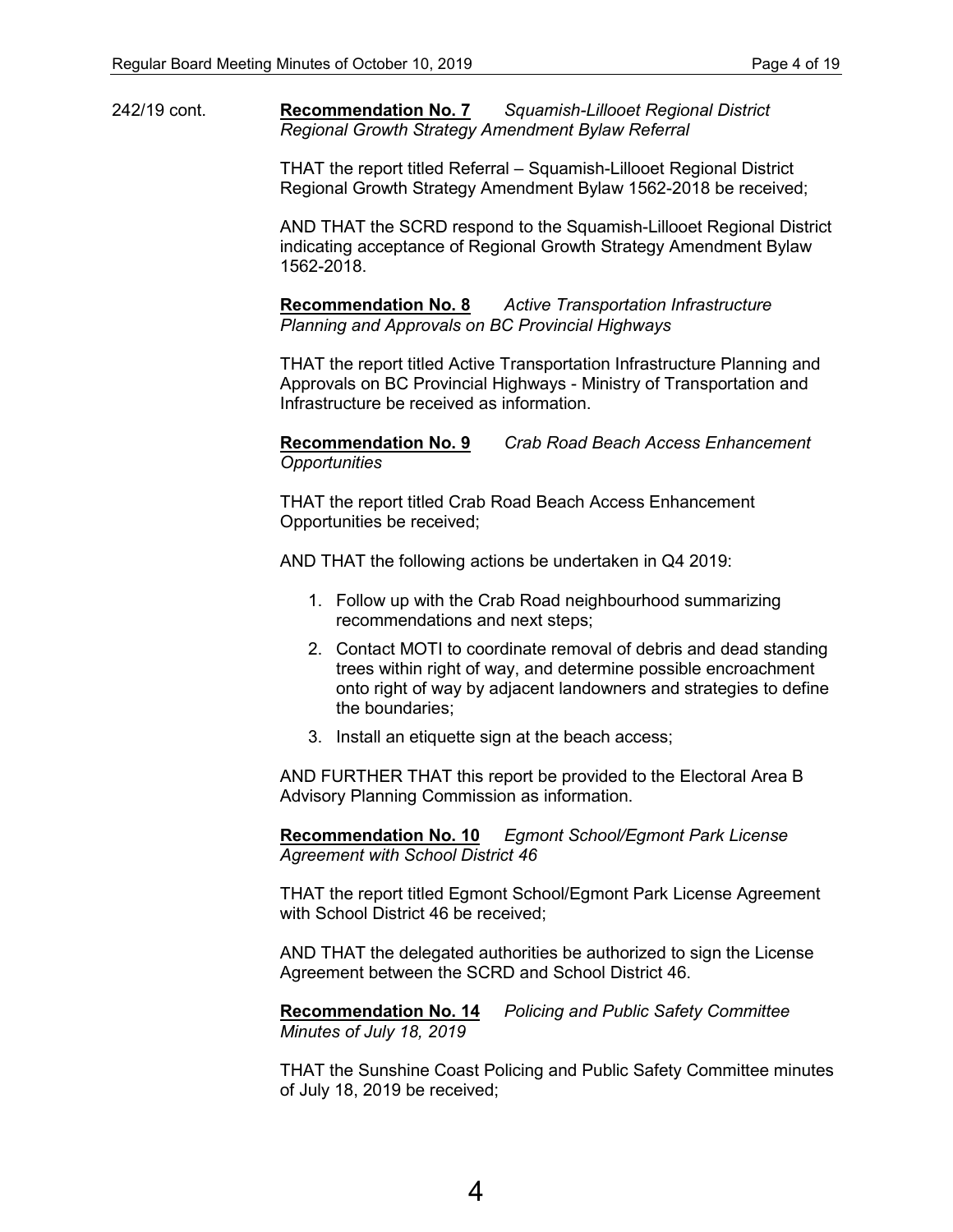242/19 cont.

**Recommendation No. 7** *Squamish-Lillooet Regional District Regional Growth Strategy Amendment Bylaw Referral*

THAT the report titled Referral – Squamish-Lillooet Regional District Regional Growth Strategy Amendment Bylaw 1562-2018 be received;

AND THAT the SCRD respond to the Squamish-Lillooet Regional District indicating acceptance of Regional Growth Strategy Amendment Bylaw 1562-2018.

**Recommendation No. 8** *Active Transportation Infrastructure Planning and Approvals on BC Provincial Highways*

THAT the report titled Active Transportation Infrastructure Planning and Approvals on BC Provincial Highways - Ministry of Transportation and Infrastructure be received as information.

**Recommendation No. 9** *Crab Road Beach Access Enhancement Opportunities*

THAT the report titled Crab Road Beach Access Enhancement Opportunities be received;

AND THAT the following actions be undertaken in Q4 2019:

1. Follow up with the Crab Road neighbourhood summarizing recommendations and next steps;
2. Contact MOTI to coordinate removal of debris and dead standing trees within right of way, and determine possible encroachment onto right of way by adjacent landowners and strategies to define the boundaries;
3. Install an etiquette sign at the beach access;

AND FURTHER THAT this report be provided to the Electoral Area B Advisory Planning Commission as information.

**Recommendation No. 10** *Egmont School/Egmont Park License Agreement with School District 46*

THAT the report titled Egmont School/Egmont Park License Agreement with School District 46 be received;

AND THAT the delegated authorities be authorized to sign the License Agreement between the SCRD and School District 46.

**Recommendation No. 14** *Policing and Public Safety Committee Minutes of July 18, 2019*

THAT the Sunshine Coast Policing and Public Safety Committee minutes of July 18, 2019 be received;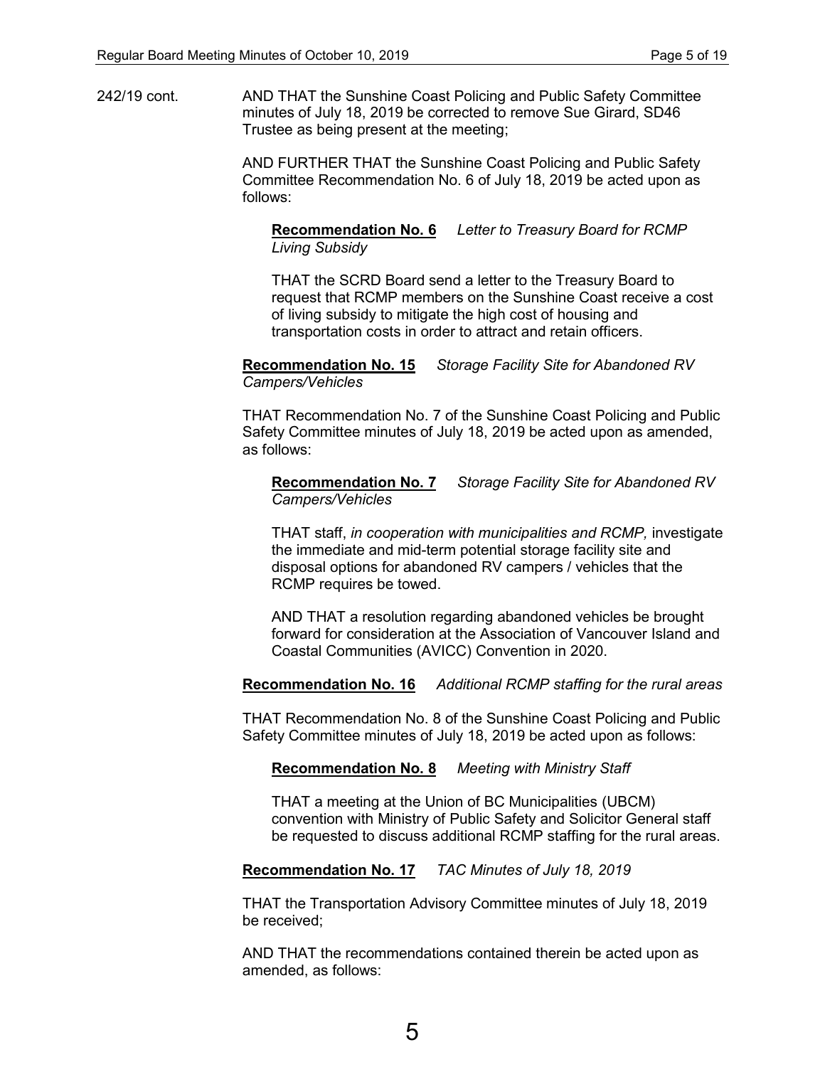242/19 cont. AND THAT the Sunshine Coast Policing and Public Safety Committee minutes of July 18, 2019 be corrected to remove Sue Girard, SD46 Trustee as being present at the meeting;

AND FURTHER THAT the Sunshine Coast Policing and Public Safety Committee Recommendation No. 6 of July 18, 2019 be acted upon as follows:

> **Recommendation No. 6** *Letter to Treasury Board for RCMP Living Subsidy*
>
> THAT the SCRD Board send a letter to the Treasury Board to request that RCMP members on the Sunshine Coast receive a cost of living subsidy to mitigate the high cost of housing and transportation costs in order to attract and retain officers.

**Recommendation No. 15** *Storage Facility Site for Abandoned RV Campers/Vehicles*

THAT Recommendation No. 7 of the Sunshine Coast Policing and Public Safety Committee minutes of July 18, 2019 be acted upon as amended, as follows:

> **Recommendation No. 7** *Storage Facility Site for Abandoned RV Campers/Vehicles*
>
> THAT staff, *in cooperation with municipalities and RCMP,* investigate the immediate and mid-term potential storage facility site and disposal options for abandoned RV campers / vehicles that the RCMP requires be towed.
>
> AND THAT a resolution regarding abandoned vehicles be brought forward for consideration at the Association of Vancouver Island and Coastal Communities (AVICC) Convention in 2020.

**Recommendation No. 16** *Additional RCMP staffing for the rural areas*

THAT Recommendation No. 8 of the Sunshine Coast Policing and Public Safety Committee minutes of July 18, 2019 be acted upon as follows:

> **Recommendation No. 8** *Meeting with Ministry Staff*
>
> THAT a meeting at the Union of BC Municipalities (UBCM) convention with Ministry of Public Safety and Solicitor General staff be requested to discuss additional RCMP staffing for the rural areas.

**Recommendation No. 17** *TAC Minutes of July 18, 2019*

THAT the Transportation Advisory Committee minutes of July 18, 2019 be received;

AND THAT the recommendations contained therein be acted upon as amended, as follows: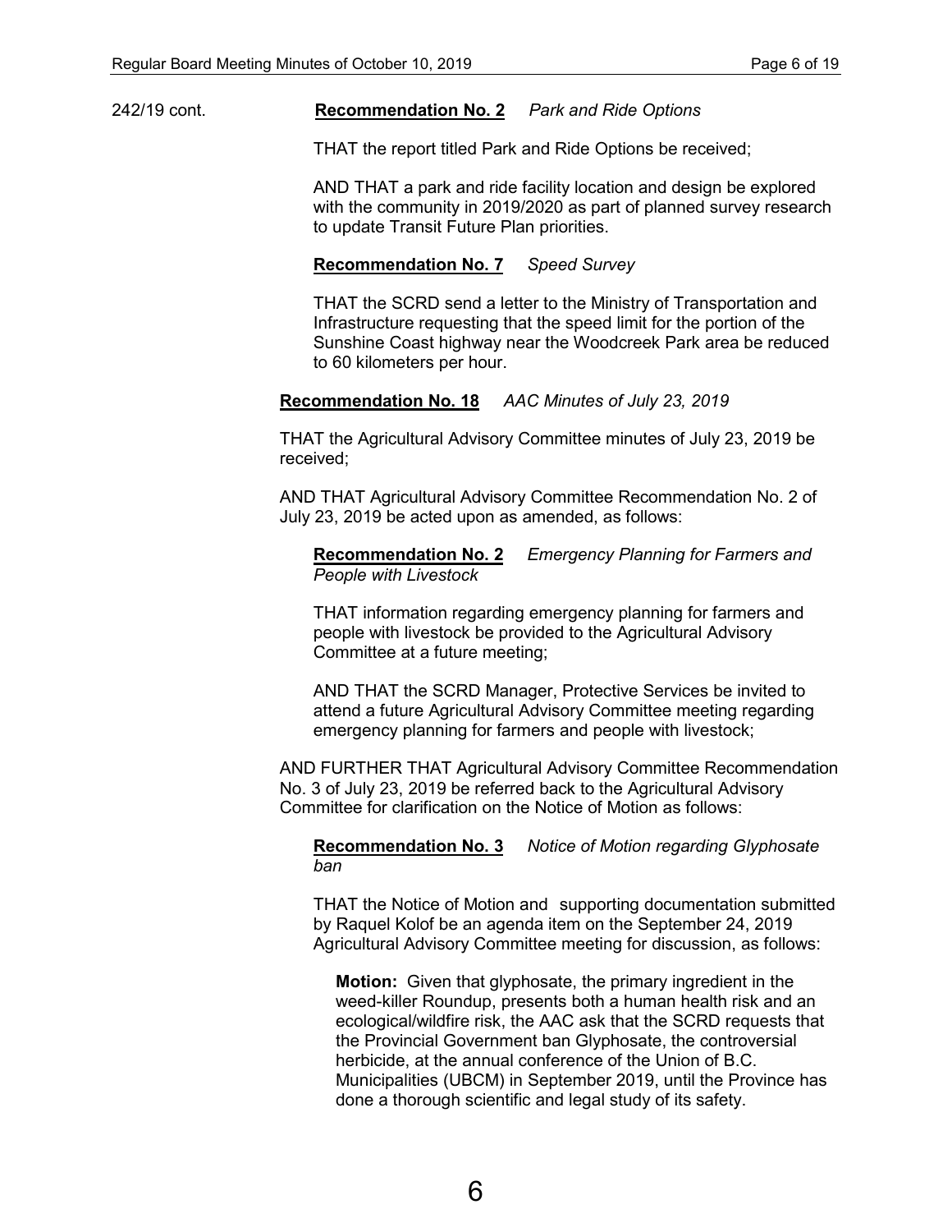242/19 cont.

**Recommendation No. 2** *Park and Ride Options*

THAT the report titled Park and Ride Options be received;

AND THAT a park and ride facility location and design be explored with the community in 2019/2020 as part of planned survey research to update Transit Future Plan priorities.

**Recommendation No. 7** *Speed Survey*

THAT the SCRD send a letter to the Ministry of Transportation and Infrastructure requesting that the speed limit for the portion of the Sunshine Coast highway near the Woodcreek Park area be reduced to 60 kilometers per hour.

**Recommendation No. 18** *AAC Minutes of July 23, 2019*

THAT the Agricultural Advisory Committee minutes of July 23, 2019 be received;

AND THAT Agricultural Advisory Committee Recommendation No. 2 of July 23, 2019 be acted upon as amended, as follows:

**Recommendation No. 2** *Emergency Planning for Farmers and People with Livestock*

THAT information regarding emergency planning for farmers and people with livestock be provided to the Agricultural Advisory Committee at a future meeting;

AND THAT the SCRD Manager, Protective Services be invited to attend a future Agricultural Advisory Committee meeting regarding emergency planning for farmers and people with livestock;

AND FURTHER THAT Agricultural Advisory Committee Recommendation No. 3 of July 23, 2019 be referred back to the Agricultural Advisory Committee for clarification on the Notice of Motion as follows:

**Recommendation No. 3** *Notice of Motion regarding Glyphosate ban*

THAT the Notice of Motion and supporting documentation submitted by Raquel Kolof be an agenda item on the September 24, 2019 Agricultural Advisory Committee meeting for discussion, as follows:

**Motion:** Given that glyphosate, the primary ingredient in the weed-killer Roundup, presents both a human health risk and an ecological/wildfire risk, the AAC ask that the SCRD requests that the Provincial Government ban Glyphosate, the controversial herbicide, at the annual conference of the Union of B.C. Municipalities (UBCM) in September 2019, until the Province has done a thorough scientific and legal study of its safety.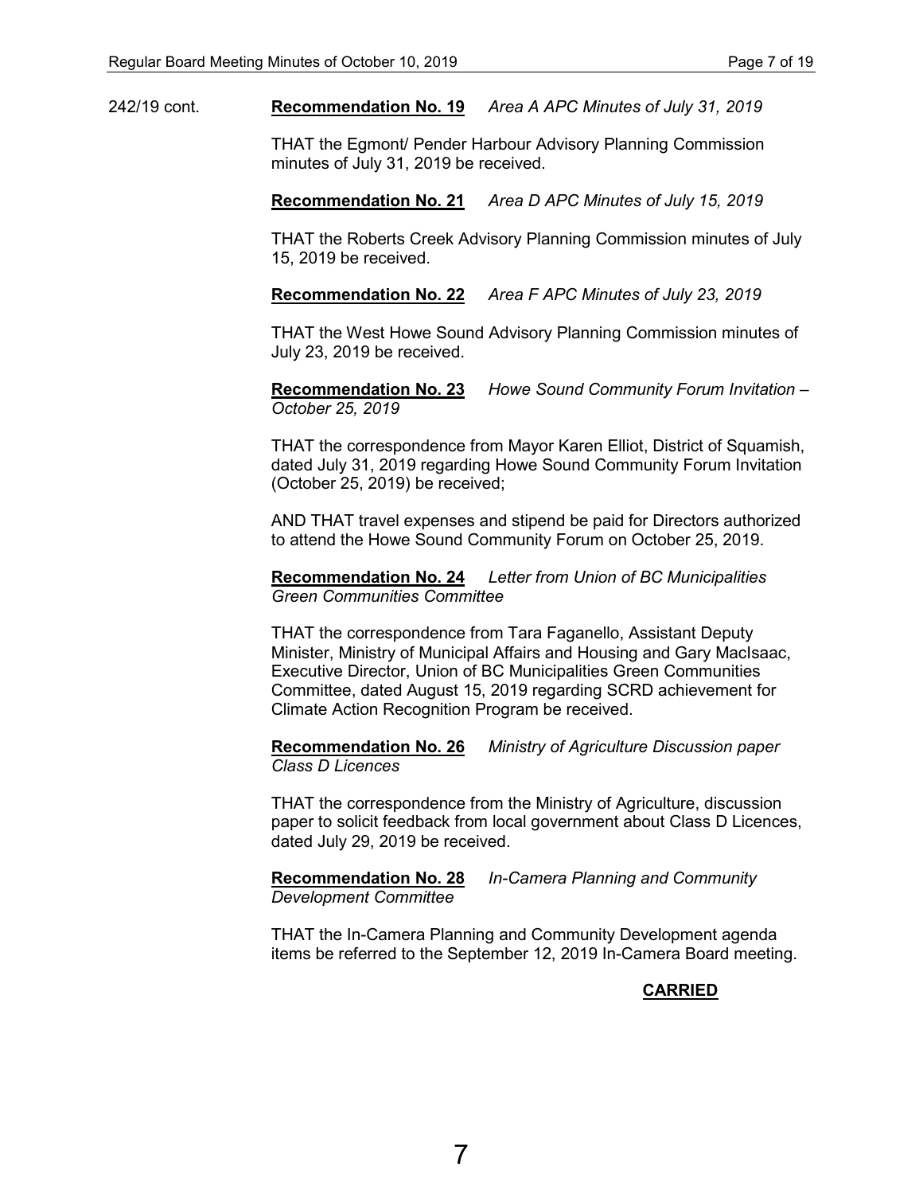242/19 cont. **Recommendation No. 19** *Area A APC Minutes of July 31, 2019*

THAT the Egmont/ Pender Harbour Advisory Planning Commission minutes of July 31, 2019 be received.

**Recommendation No. 21** *Area D APC Minutes of July 15, 2019*

THAT the Roberts Creek Advisory Planning Commission minutes of July 15, 2019 be received.

**Recommendation No. 22** *Area F APC Minutes of July 23, 2019*

THAT the West Howe Sound Advisory Planning Commission minutes of July 23, 2019 be received.

**Recommendation No. 23** *Howe Sound Community Forum Invitation – October 25, 2019*

THAT the correspondence from Mayor Karen Elliot, District of Squamish, dated July 31, 2019 regarding Howe Sound Community Forum Invitation (October 25, 2019) be received;

AND THAT travel expenses and stipend be paid for Directors authorized to attend the Howe Sound Community Forum on October 25, 2019.

**Recommendation No. 24** *Letter from Union of BC Municipalities Green Communities Committee*

THAT the correspondence from Tara Faganello, Assistant Deputy Minister, Ministry of Municipal Affairs and Housing and Gary MacIsaac, Executive Director, Union of BC Municipalities Green Communities Committee, dated August 15, 2019 regarding SCRD achievement for Climate Action Recognition Program be received.

**Recommendation No. 26** *Ministry of Agriculture Discussion paper Class D Licences*

THAT the correspondence from the Ministry of Agriculture, discussion paper to solicit feedback from local government about Class D Licences, dated July 29, 2019 be received.

**Recommendation No. 28** *In-Camera Planning and Community Development Committee*

THAT the In-Camera Planning and Community Development agenda items be referred to the September 12, 2019 In-Camera Board meeting.

**CARRIED**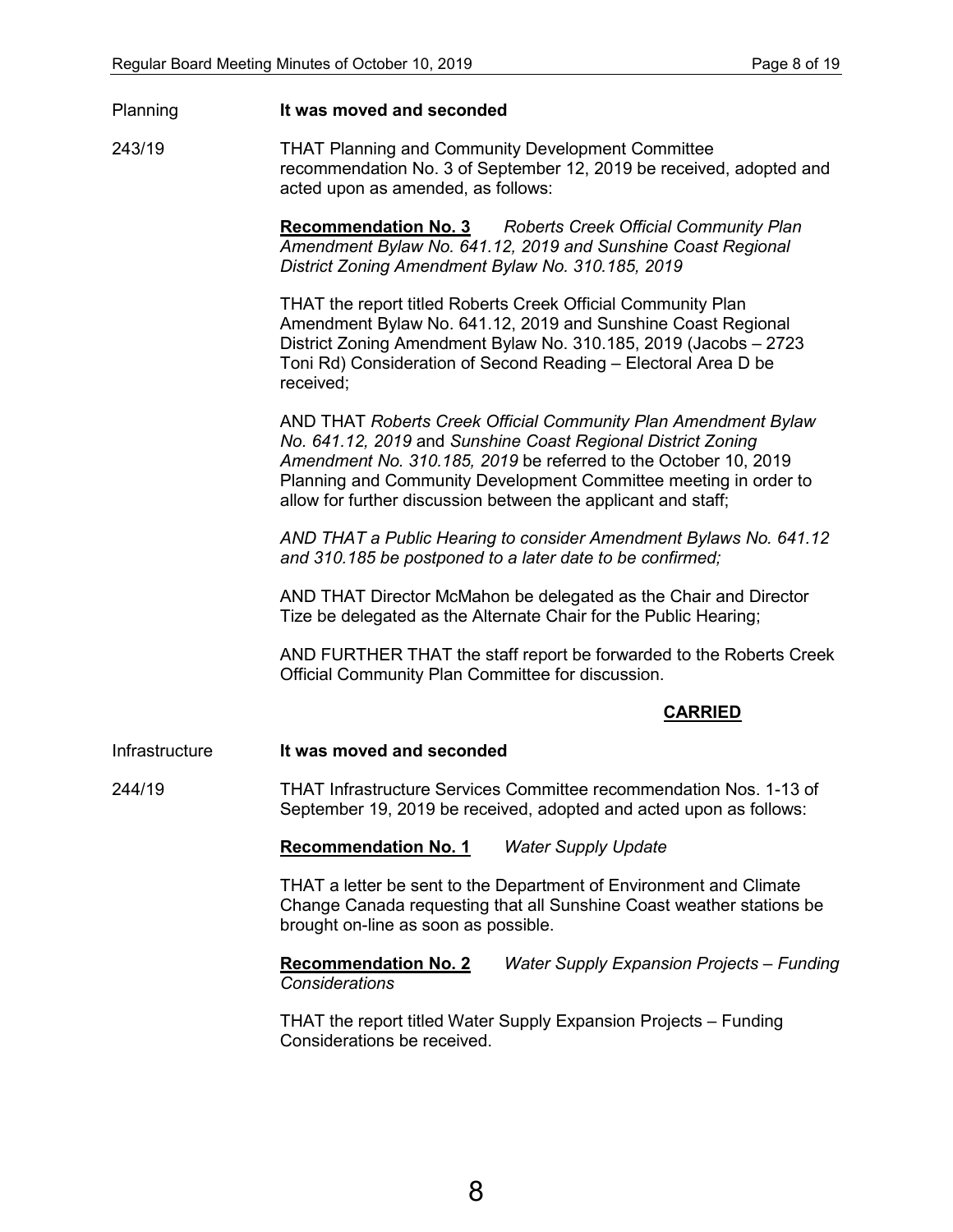Planning **It was moved and seconded**

243/19 THAT Planning and Community Development Committee recommendation No. 3 of September 12, 2019 be received, adopted and acted upon as amended, as follows:

**Recommendation No. 3** *Roberts Creek Official Community Plan Amendment Bylaw No. 641.12, 2019 and Sunshine Coast Regional District Zoning Amendment Bylaw No. 310.185, 2019*

THAT the report titled Roberts Creek Official Community Plan Amendment Bylaw No. 641.12, 2019 and Sunshine Coast Regional District Zoning Amendment Bylaw No. 310.185, 2019 (Jacobs – 2723 Toni Rd) Consideration of Second Reading – Electoral Area D be received;

AND THAT *Roberts Creek Official Community Plan Amendment Bylaw No. 641.12, 2019* and *Sunshine Coast Regional District Zoning Amendment No. 310.185, 2019* be referred to the October 10, 2019 Planning and Community Development Committee meeting in order to allow for further discussion between the applicant and staff;

*AND THAT a Public Hearing to consider Amendment Bylaws No. 641.12 and 310.185 be postponed to a later date to be confirmed;*

AND THAT Director McMahon be delegated as the Chair and Director Tize be delegated as the Alternate Chair for the Public Hearing;

AND FURTHER THAT the staff report be forwarded to the Roberts Creek Official Community Plan Committee for discussion.

**CARRIED**

Infrastructure **It was moved and seconded**

244/19 THAT Infrastructure Services Committee recommendation Nos. 1-13 of September 19, 2019 be received, adopted and acted upon as follows:

**Recommendation No. 1** *Water Supply Update*

THAT a letter be sent to the Department of Environment and Climate Change Canada requesting that all Sunshine Coast weather stations be brought on-line as soon as possible.

**Recommendation No. 2** *Water Supply Expansion Projects – Funding Considerations*

THAT the report titled Water Supply Expansion Projects – Funding Considerations be received.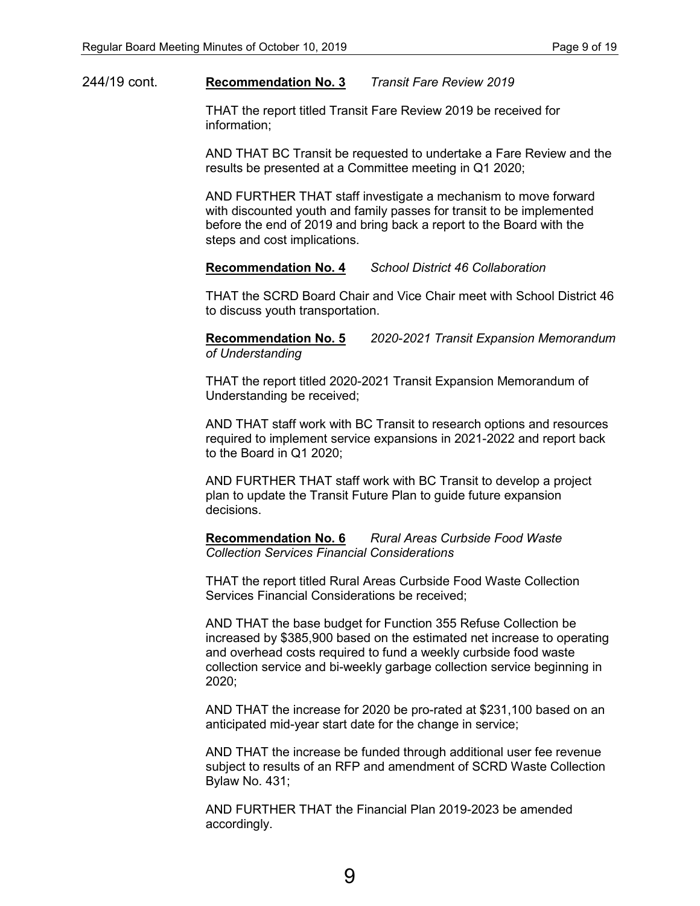244/19 cont. **Recommendation No. 3** *Transit Fare Review 2019*

THAT the report titled Transit Fare Review 2019 be received for information;

AND THAT BC Transit be requested to undertake a Fare Review and the results be presented at a Committee meeting in Q1 2020;

AND FURTHER THAT staff investigate a mechanism to move forward with discounted youth and family passes for transit to be implemented before the end of 2019 and bring back a report to the Board with the steps and cost implications.

**Recommendation No. 4** *School District 46 Collaboration*

THAT the SCRD Board Chair and Vice Chair meet with School District 46 to discuss youth transportation.

**Recommendation No. 5** *2020-2021 Transit Expansion Memorandum of Understanding*

THAT the report titled 2020-2021 Transit Expansion Memorandum of Understanding be received;

AND THAT staff work with BC Transit to research options and resources required to implement service expansions in 2021-2022 and report back to the Board in Q1 2020;

AND FURTHER THAT staff work with BC Transit to develop a project plan to update the Transit Future Plan to guide future expansion decisions.

**Recommendation No. 6** *Rural Areas Curbside Food Waste Collection Services Financial Considerations*

THAT the report titled Rural Areas Curbside Food Waste Collection Services Financial Considerations be received;

AND THAT the base budget for Function 355 Refuse Collection be increased by $385,900 based on the estimated net increase to operating and overhead costs required to fund a weekly curbside food waste collection service and bi-weekly garbage collection service beginning in 2020;

AND THAT the increase for 2020 be pro-rated at $231,100 based on an anticipated mid-year start date for the change in service;

AND THAT the increase be funded through additional user fee revenue subject to results of an RFP and amendment of SCRD Waste Collection Bylaw No. 431;

AND FURTHER THAT the Financial Plan 2019-2023 be amended accordingly.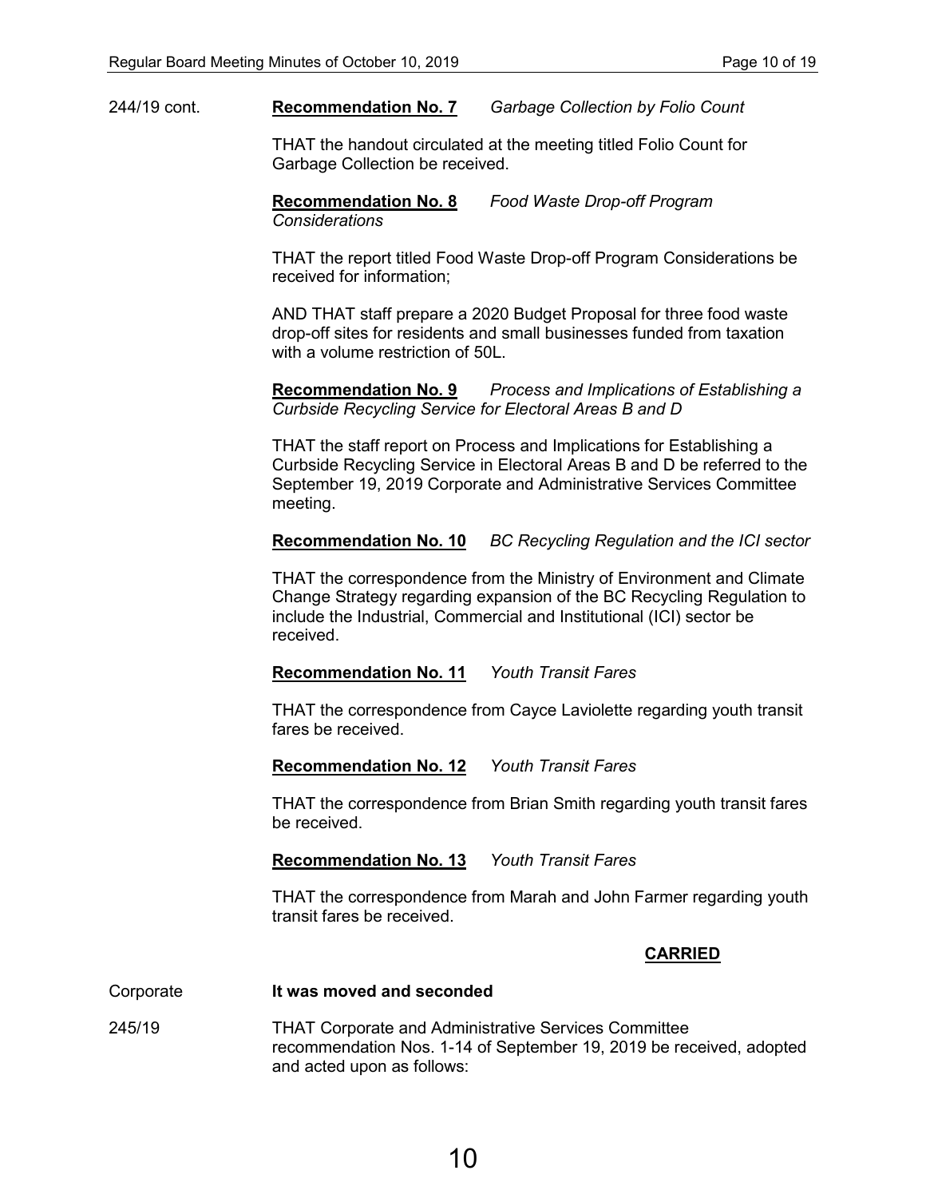244/19 cont.

**Recommendation No. 7** *Garbage Collection by Folio Count*

THAT the handout circulated at the meeting titled Folio Count for Garbage Collection be received.

**Recommendation No. 8** *Food Waste Drop-off Program Considerations*

THAT the report titled Food Waste Drop-off Program Considerations be received for information;

AND THAT staff prepare a 2020 Budget Proposal for three food waste drop-off sites for residents and small businesses funded from taxation with a volume restriction of 50L.

**Recommendation No. 9** *Process and Implications of Establishing a Curbside Recycling Service for Electoral Areas B and D*

THAT the staff report on Process and Implications for Establishing a Curbside Recycling Service in Electoral Areas B and D be referred to the September 19, 2019 Corporate and Administrative Services Committee meeting.

**Recommendation No. 10** *BC Recycling Regulation and the ICI sector*

THAT the correspondence from the Ministry of Environment and Climate Change Strategy regarding expansion of the BC Recycling Regulation to include the Industrial, Commercial and Institutional (ICI) sector be received.

**Recommendation No. 11** *Youth Transit Fares*

THAT the correspondence from Cayce Laviolette regarding youth transit fares be received.

**Recommendation No. 12** *Youth Transit Fares*

THAT the correspondence from Brian Smith regarding youth transit fares be received.

**Recommendation No. 13** *Youth Transit Fares*

THAT the correspondence from Marah and John Farmer regarding youth transit fares be received.

**CARRIED**

Corporate

**It was moved and seconded**

245/19

THAT Corporate and Administrative Services Committee recommendation Nos. 1-14 of September 19, 2019 be received, adopted and acted upon as follows: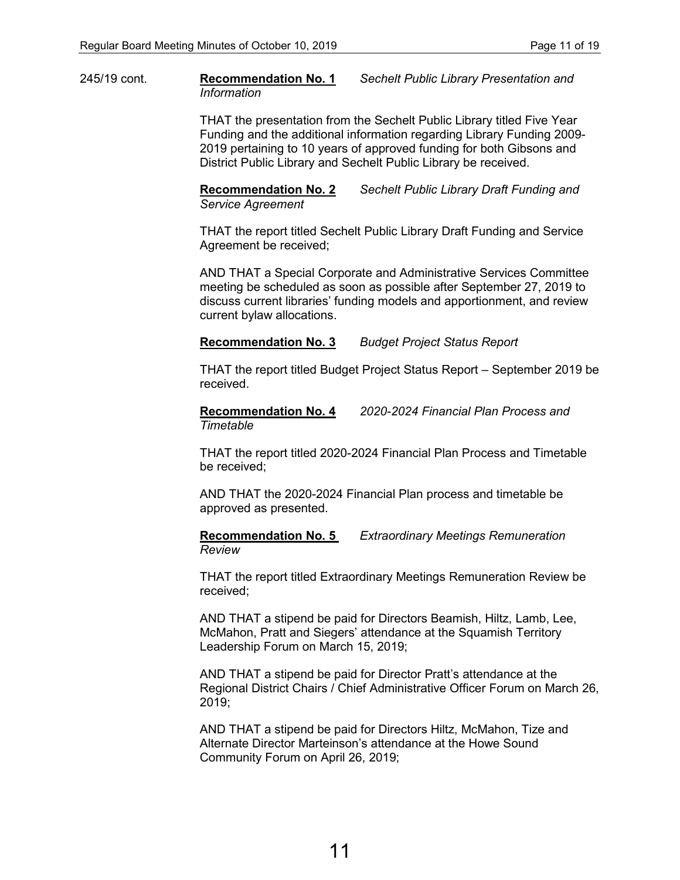245/19 cont.

**Recommendation No. 1** *Sechelt Public Library Presentation and Information*

THAT the presentation from the Sechelt Public Library titled Five Year Funding and the additional information regarding Library Funding 2009-2019 pertaining to 10 years of approved funding for both Gibsons and District Public Library and Sechelt Public Library be received.

**Recommendation No. 2** *Sechelt Public Library Draft Funding and Service Agreement*

THAT the report titled Sechelt Public Library Draft Funding and Service Agreement be received;

AND THAT a Special Corporate and Administrative Services Committee meeting be scheduled as soon as possible after September 27, 2019 to discuss current libraries' funding models and apportionment, and review current bylaw allocations.

**Recommendation No. 3** *Budget Project Status Report*

THAT the report titled Budget Project Status Report – September 2019 be received.

**Recommendation No. 4** *2020-2024 Financial Plan Process and Timetable*

THAT the report titled 2020-2024 Financial Plan Process and Timetable be received;

AND THAT the 2020-2024 Financial Plan process and timetable be approved as presented.

**Recommendation No. 5** *Extraordinary Meetings Remuneration Review*

THAT the report titled Extraordinary Meetings Remuneration Review be received;

AND THAT a stipend be paid for Directors Beamish, Hiltz, Lamb, Lee, McMahon, Pratt and Siegers' attendance at the Squamish Territory Leadership Forum on March 15, 2019;

AND THAT a stipend be paid for Director Pratt's attendance at the Regional District Chairs / Chief Administrative Officer Forum on March 26, 2019;

AND THAT a stipend be paid for Directors Hiltz, McMahon, Tize and Alternate Director Marteinson's attendance at the Howe Sound Community Forum on April 26, 2019;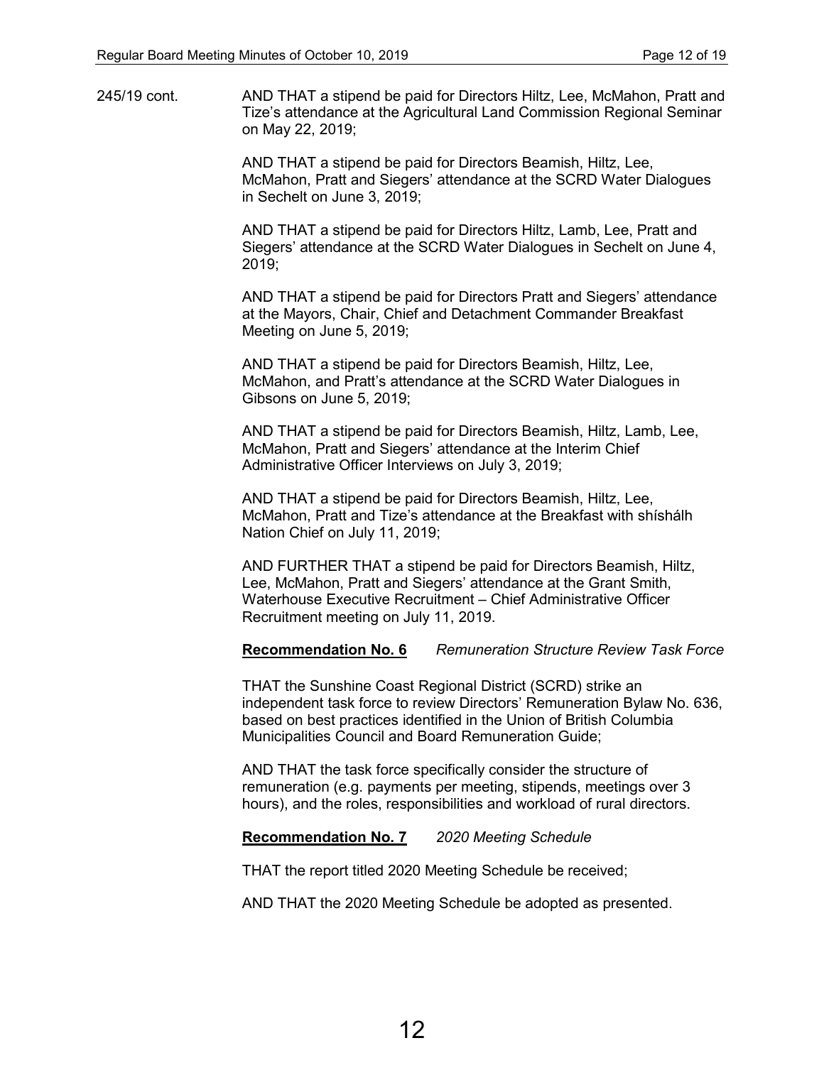245/19 cont. AND THAT a stipend be paid for Directors Hiltz, Lee, McMahon, Pratt and Tize's attendance at the Agricultural Land Commission Regional Seminar on May 22, 2019;

AND THAT a stipend be paid for Directors Beamish, Hiltz, Lee, McMahon, Pratt and Siegers' attendance at the SCRD Water Dialogues in Sechelt on June 3, 2019;

AND THAT a stipend be paid for Directors Hiltz, Lamb, Lee, Pratt and Siegers' attendance at the SCRD Water Dialogues in Sechelt on June 4, 2019;

AND THAT a stipend be paid for Directors Pratt and Siegers' attendance at the Mayors, Chair, Chief and Detachment Commander Breakfast Meeting on June 5, 2019;

AND THAT a stipend be paid for Directors Beamish, Hiltz, Lee, McMahon, and Pratt's attendance at the SCRD Water Dialogues in Gibsons on June 5, 2019;

AND THAT a stipend be paid for Directors Beamish, Hiltz, Lamb, Lee, McMahon, Pratt and Siegers' attendance at the Interim Chief Administrative Officer Interviews on July 3, 2019;

AND THAT a stipend be paid for Directors Beamish, Hiltz, Lee, McMahon, Pratt and Tize's attendance at the Breakfast with shíshálh Nation Chief on July 11, 2019;

AND FURTHER THAT a stipend be paid for Directors Beamish, Hiltz, Lee, McMahon, Pratt and Siegers' attendance at the Grant Smith, Waterhouse Executive Recruitment – Chief Administrative Officer Recruitment meeting on July 11, 2019.

**Recommendation No. 6** *Remuneration Structure Review Task Force*

THAT the Sunshine Coast Regional District (SCRD) strike an independent task force to review Directors' Remuneration Bylaw No. 636, based on best practices identified in the Union of British Columbia Municipalities Council and Board Remuneration Guide;

AND THAT the task force specifically consider the structure of remuneration (e.g. payments per meeting, stipends, meetings over 3 hours), and the roles, responsibilities and workload of rural directors.

**Recommendation No. 7** *2020 Meeting Schedule*

THAT the report titled 2020 Meeting Schedule be received;

AND THAT the 2020 Meeting Schedule be adopted as presented.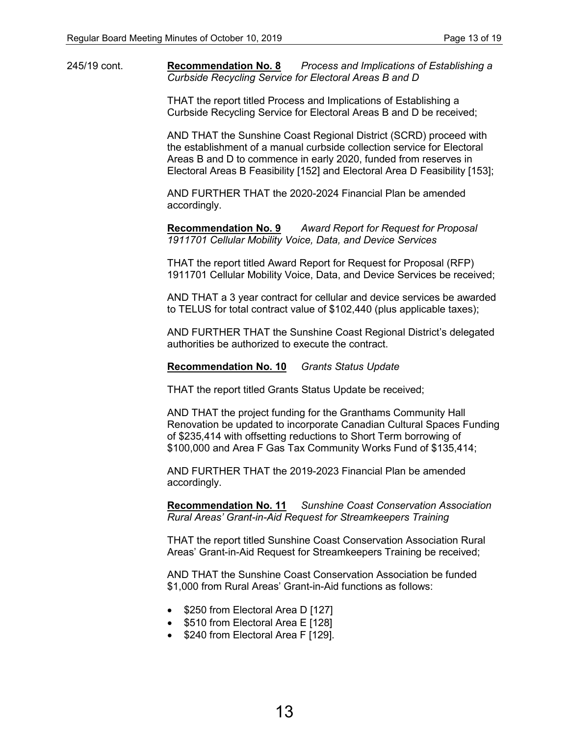245/19 cont. **Recommendation No. 8** *Process and Implications of Establishing a Curbside Recycling Service for Electoral Areas B and D*

THAT the report titled Process and Implications of Establishing a Curbside Recycling Service for Electoral Areas B and D be received;

AND THAT the Sunshine Coast Regional District (SCRD) proceed with the establishment of a manual curbside collection service for Electoral Areas B and D to commence in early 2020, funded from reserves in Electoral Areas B Feasibility [152] and Electoral Area D Feasibility [153];

AND FURTHER THAT the 2020-2024 Financial Plan be amended accordingly.

**Recommendation No. 9** *Award Report for Request for Proposal 1911701 Cellular Mobility Voice, Data, and Device Services*

THAT the report titled Award Report for Request for Proposal (RFP) 1911701 Cellular Mobility Voice, Data, and Device Services be received;

AND THAT a 3 year contract for cellular and device services be awarded to TELUS for total contract value of $102,440 (plus applicable taxes);

AND FURTHER THAT the Sunshine Coast Regional District's delegated authorities be authorized to execute the contract.

**Recommendation No. 10** *Grants Status Update*

THAT the report titled Grants Status Update be received;

AND THAT the project funding for the Granthams Community Hall Renovation be updated to incorporate Canadian Cultural Spaces Funding of $235,414 with offsetting reductions to Short Term borrowing of $100,000 and Area F Gas Tax Community Works Fund of $135,414;

AND FURTHER THAT the 2019-2023 Financial Plan be amended accordingly.

**Recommendation No. 11** *Sunshine Coast Conservation Association Rural Areas' Grant-in-Aid Request for Streamkeepers Training*

THAT the report titled Sunshine Coast Conservation Association Rural Areas' Grant-in-Aid Request for Streamkeepers Training be received;

AND THAT the Sunshine Coast Conservation Association be funded $1,000 from Rural Areas' Grant-in-Aid functions as follows:

- $250 from Electoral Area D [127]
- $510 from Electoral Area E [128]
- $240 from Electoral Area F [129].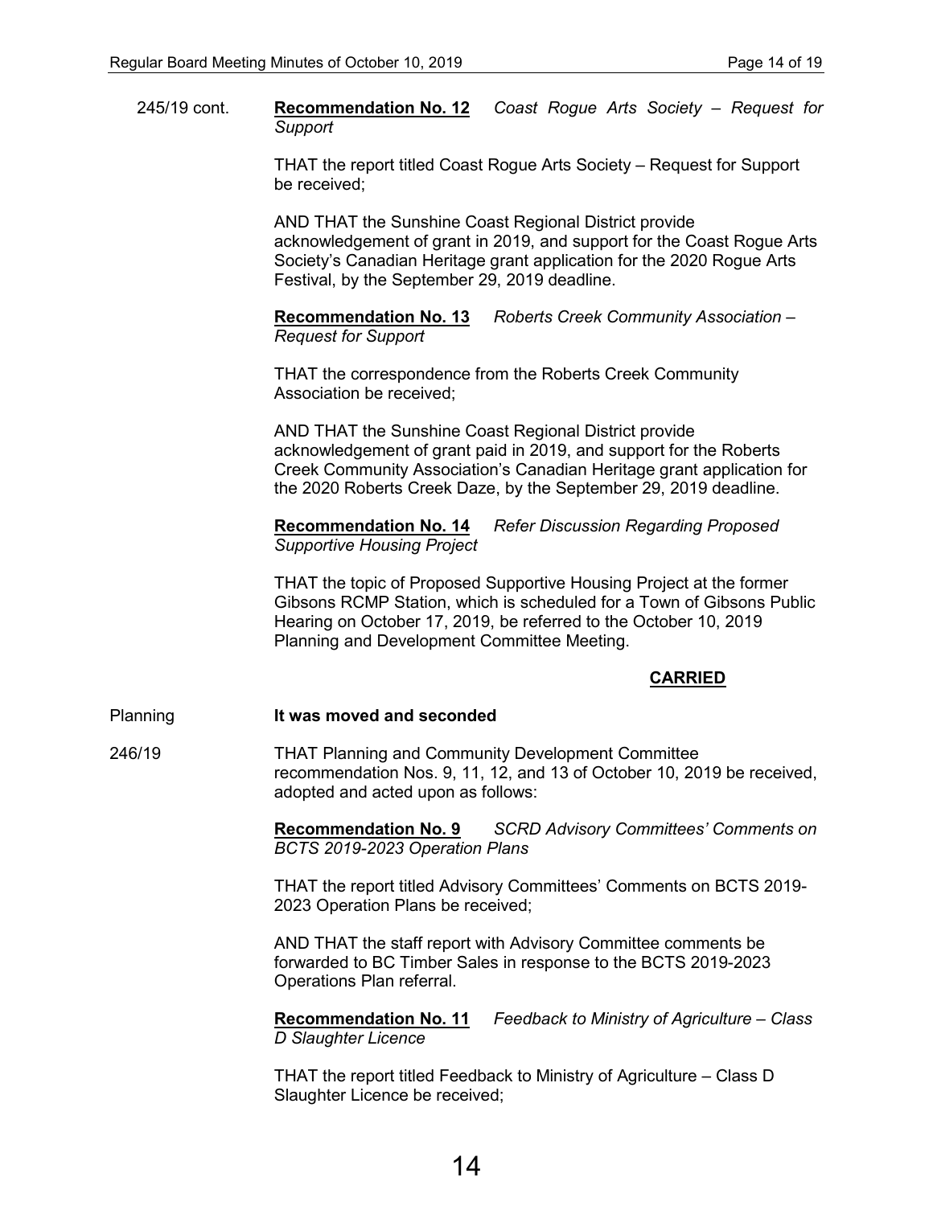245/19 cont. **Recommendation No. 12** *Coast Rogue Arts Society – Request for Support*

THAT the report titled Coast Rogue Arts Society – Request for Support be received;

AND THAT the Sunshine Coast Regional District provide acknowledgement of grant in 2019, and support for the Coast Rogue Arts Society's Canadian Heritage grant application for the 2020 Rogue Arts Festival, by the September 29, 2019 deadline.

**Recommendation No. 13** *Roberts Creek Community Association – Request for Support*

THAT the correspondence from the Roberts Creek Community Association be received;

AND THAT the Sunshine Coast Regional District provide acknowledgement of grant paid in 2019, and support for the Roberts Creek Community Association's Canadian Heritage grant application for the 2020 Roberts Creek Daze, by the September 29, 2019 deadline.

**Recommendation No. 14** *Refer Discussion Regarding Proposed Supportive Housing Project*

THAT the topic of Proposed Supportive Housing Project at the former Gibsons RCMP Station, which is scheduled for a Town of Gibsons Public Hearing on October 17, 2019, be referred to the October 10, 2019 Planning and Development Committee Meeting.

**CARRIED**

Planning **It was moved and seconded**

246/19 THAT Planning and Community Development Committee recommendation Nos. 9, 11, 12, and 13 of October 10, 2019 be received, adopted and acted upon as follows:

**Recommendation No. 9** *SCRD Advisory Committees' Comments on BCTS 2019-2023 Operation Plans*

THAT the report titled Advisory Committees' Comments on BCTS 2019-2023 Operation Plans be received;

AND THAT the staff report with Advisory Committee comments be forwarded to BC Timber Sales in response to the BCTS 2019-2023 Operations Plan referral.

**Recommendation No. 11** *Feedback to Ministry of Agriculture – Class D Slaughter Licence*

THAT the report titled Feedback to Ministry of Agriculture – Class D Slaughter Licence be received;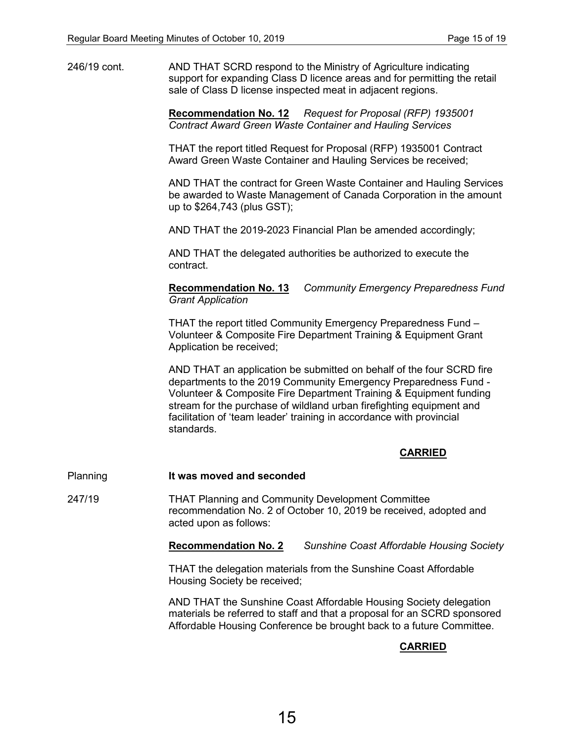246/19 cont. AND THAT SCRD respond to the Ministry of Agriculture indicating support for expanding Class D licence areas and for permitting the retail sale of Class D license inspected meat in adjacent regions.

**Recommendation No. 12** *Request for Proposal (RFP) 1935001 Contract Award Green Waste Container and Hauling Services*

THAT the report titled Request for Proposal (RFP) 1935001 Contract Award Green Waste Container and Hauling Services be received;

AND THAT the contract for Green Waste Container and Hauling Services be awarded to Waste Management of Canada Corporation in the amount up to $264,743 (plus GST);

AND THAT the 2019-2023 Financial Plan be amended accordingly;

AND THAT the delegated authorities be authorized to execute the contract.

**Recommendation No. 13** *Community Emergency Preparedness Fund Grant Application*

THAT the report titled Community Emergency Preparedness Fund – Volunteer & Composite Fire Department Training & Equipment Grant Application be received;

AND THAT an application be submitted on behalf of the four SCRD fire departments to the 2019 Community Emergency Preparedness Fund - Volunteer & Composite Fire Department Training & Equipment funding stream for the purchase of wildland urban firefighting equipment and facilitation of 'team leader' training in accordance with provincial standards.

**CARRIED**

Planning **It was moved and seconded**

247/19 THAT Planning and Community Development Committee recommendation No. 2 of October 10, 2019 be received, adopted and acted upon as follows:

**Recommendation No. 2** *Sunshine Coast Affordable Housing Society*

THAT the delegation materials from the Sunshine Coast Affordable Housing Society be received;

AND THAT the Sunshine Coast Affordable Housing Society delegation materials be referred to staff and that a proposal for an SCRD sponsored Affordable Housing Conference be brought back to a future Committee.

**CARRIED**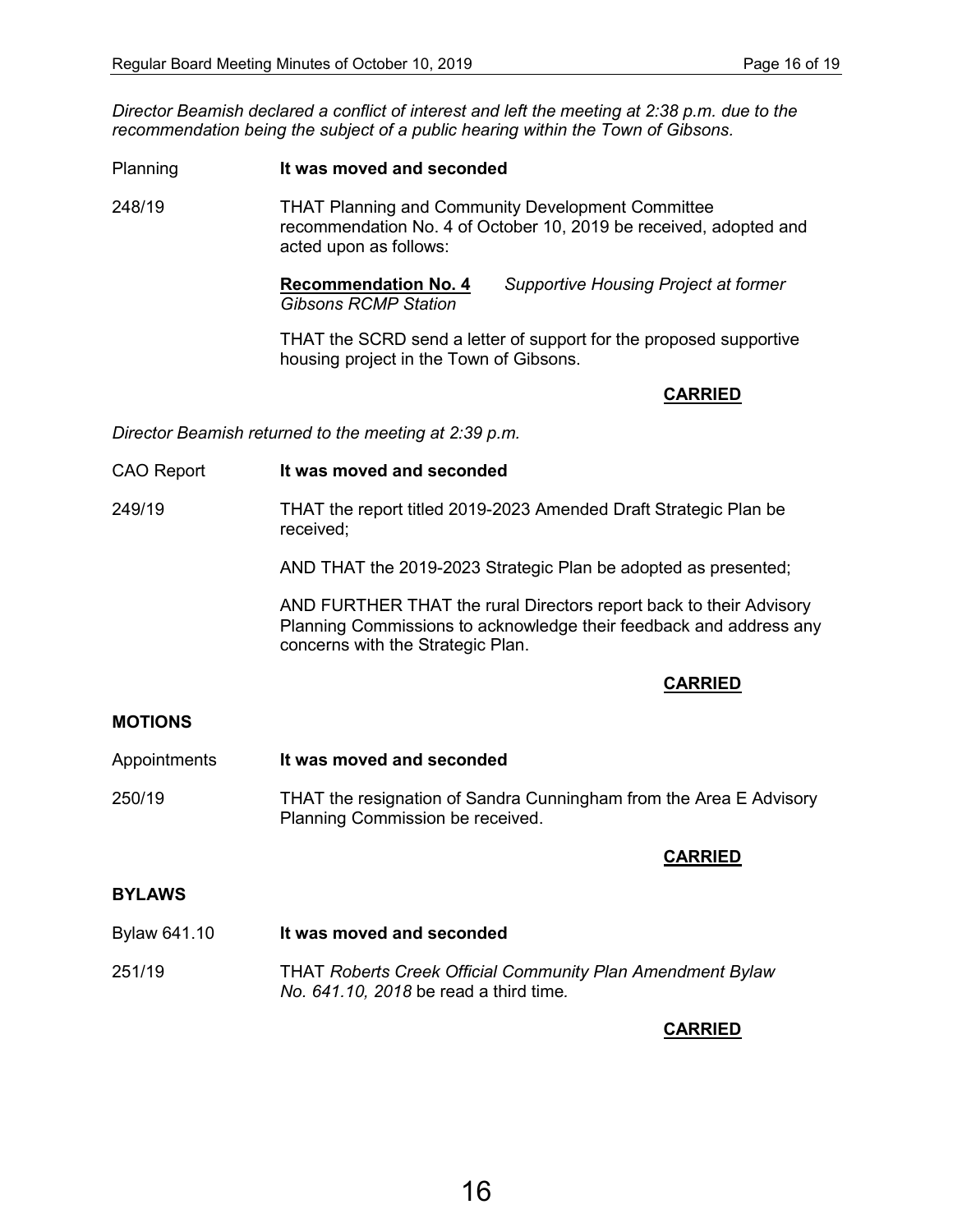*Director Beamish declared a conflict of interest and left the meeting at 2:38 p.m. due to the recommendation being the subject of a public hearing within the Town of Gibsons.*

Planning **It was moved and seconded**

248/19 THAT Planning and Community Development Committee recommendation No. 4 of October 10, 2019 be received, adopted and acted upon as follows:

**Recommendation No. 4** *Supportive Housing Project at former Gibsons RCMP Station*

THAT the SCRD send a letter of support for the proposed supportive housing project in the Town of Gibsons.

**CARRIED**

*Director Beamish returned to the meeting at 2:39 p.m.*

CAO Report **It was moved and seconded**

249/19 THAT the report titled 2019-2023 Amended Draft Strategic Plan be received;

AND THAT the 2019-2023 Strategic Plan be adopted as presented;

AND FURTHER THAT the rural Directors report back to their Advisory Planning Commissions to acknowledge their feedback and address any concerns with the Strategic Plan.

**CARRIED**

## MOTIONS

Appointments **It was moved and seconded**

250/19 THAT the resignation of Sandra Cunningham from the Area E Advisory Planning Commission be received.

**CARRIED**

## BYLAWS

Bylaw 641.10 **It was moved and seconded**

251/19 THAT *Roberts Creek Official Community Plan Amendment Bylaw No. 641.10, 2018* be read a third time.

**CARRIED**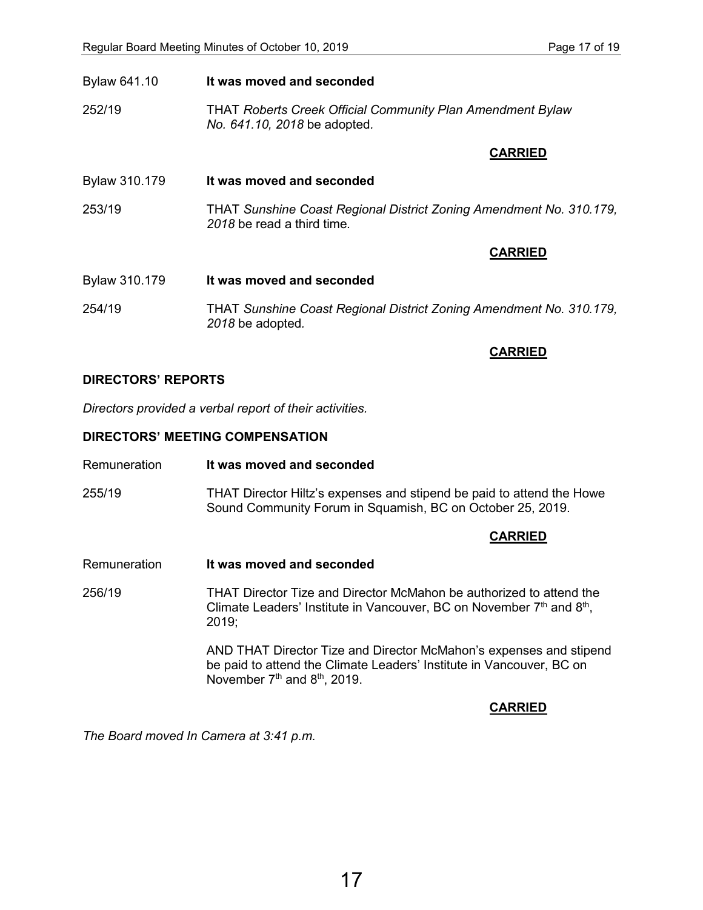Bylaw 641.10 **It was moved and seconded**

252/19 THAT *Roberts Creek Official Community Plan Amendment Bylaw No. 641.10, 2018* be adopted.

**CARRIED**

Bylaw 310.179 **It was moved and seconded**

253/19 THAT *Sunshine Coast Regional District Zoning Amendment No. 310.179, 2018* be read a third time.

**CARRIED**

Bylaw 310.179 **It was moved and seconded**

254/19 THAT *Sunshine Coast Regional District Zoning Amendment No. 310.179, 2018* be adopted.

**CARRIED**

**DIRECTORS' REPORTS**

*Directors provided a verbal report of their activities.*

**DIRECTORS' MEETING COMPENSATION**

Remuneration **It was moved and seconded**

255/19 THAT Director Hiltz's expenses and stipend be paid to attend the Howe Sound Community Forum in Squamish, BC on October 25, 2019.

**CARRIED**

Remuneration **It was moved and seconded**

256/19 THAT Director Tize and Director McMahon be authorized to attend the Climate Leaders' Institute in Vancouver, BC on November 7th and 8th, 2019;

AND THAT Director Tize and Director McMahon's expenses and stipend be paid to attend the Climate Leaders' Institute in Vancouver, BC on November 7th and 8th, 2019.

**CARRIED**

*The Board moved In Camera at 3:41 p.m.*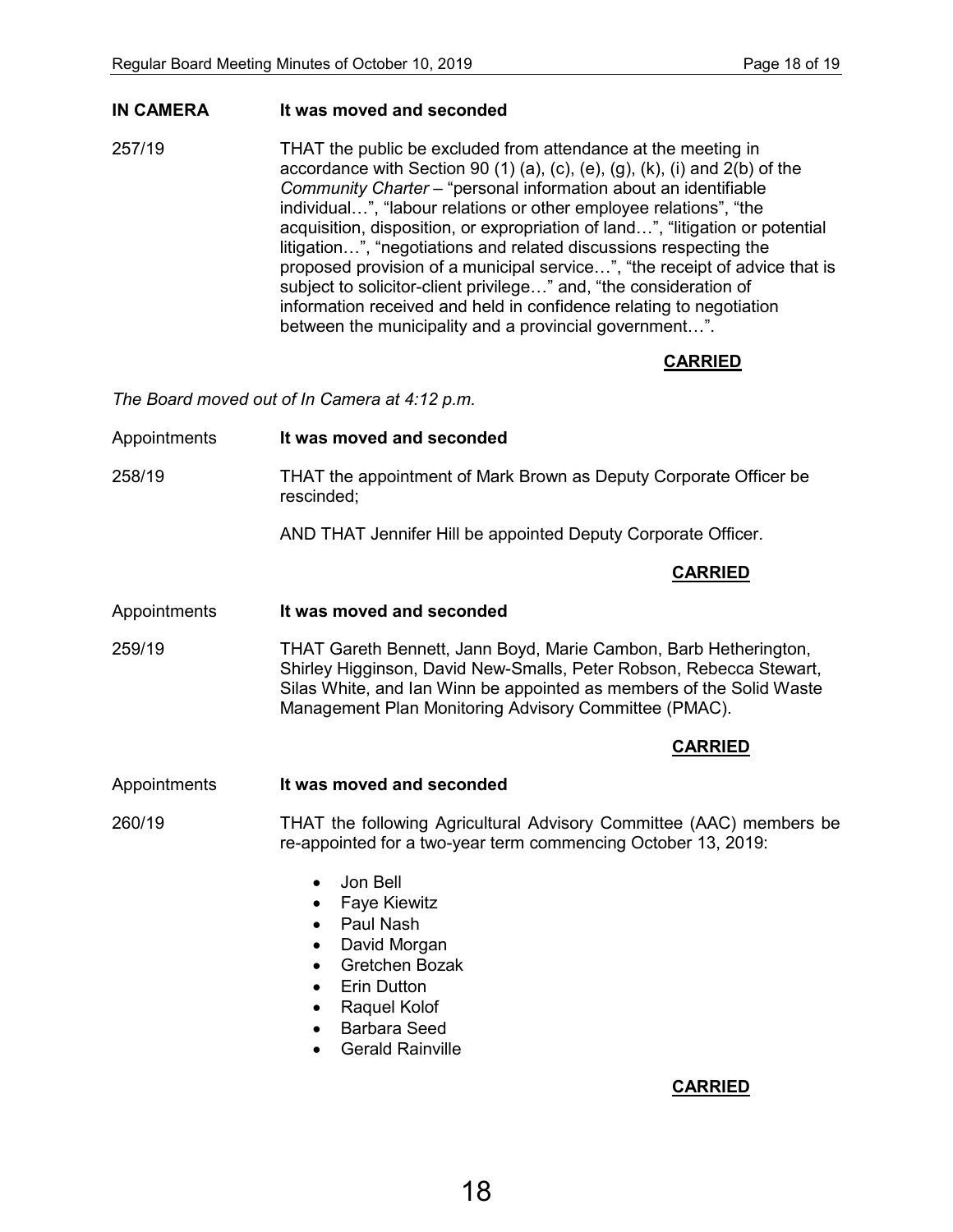**IN CAMERA** **It was moved and seconded**

257/19 THAT the public be excluded from attendance at the meeting in accordance with Section 90 (1) (a), (c), (e), (g), (k), (i) and 2(b) of the *Community Charter* – "personal information about an identifiable individual…", "labour relations or other employee relations", "the acquisition, disposition, or expropriation of land…", "litigation or potential litigation…", "negotiations and related discussions respecting the proposed provision of a municipal service…", "the receipt of advice that is subject to solicitor-client privilege…" and, "the consideration of information received and held in confidence relating to negotiation between the municipality and a provincial government…".

**CARRIED**

*The Board moved out of In Camera at 4:12 p.m.*

Appointments **It was moved and seconded**

258/19 THAT the appointment of Mark Brown as Deputy Corporate Officer be rescinded;

AND THAT Jennifer Hill be appointed Deputy Corporate Officer.

**CARRIED**

Appointments **It was moved and seconded**

259/19 THAT Gareth Bennett, Jann Boyd, Marie Cambon, Barb Hetherington, Shirley Higginson, David New-Smalls, Peter Robson, Rebecca Stewart, Silas White, and Ian Winn be appointed as members of the Solid Waste Management Plan Monitoring Advisory Committee (PMAC).

**CARRIED**

Appointments **It was moved and seconded**

260/19 THAT the following Agricultural Advisory Committee (AAC) members be re-appointed for a two-year term commencing October 13, 2019:

- Jon Bell
- Faye Kiewitz
- Paul Nash
- David Morgan
- Gretchen Bozak
- Erin Dutton
- Raquel Kolof
- Barbara Seed
- Gerald Rainville

**CARRIED**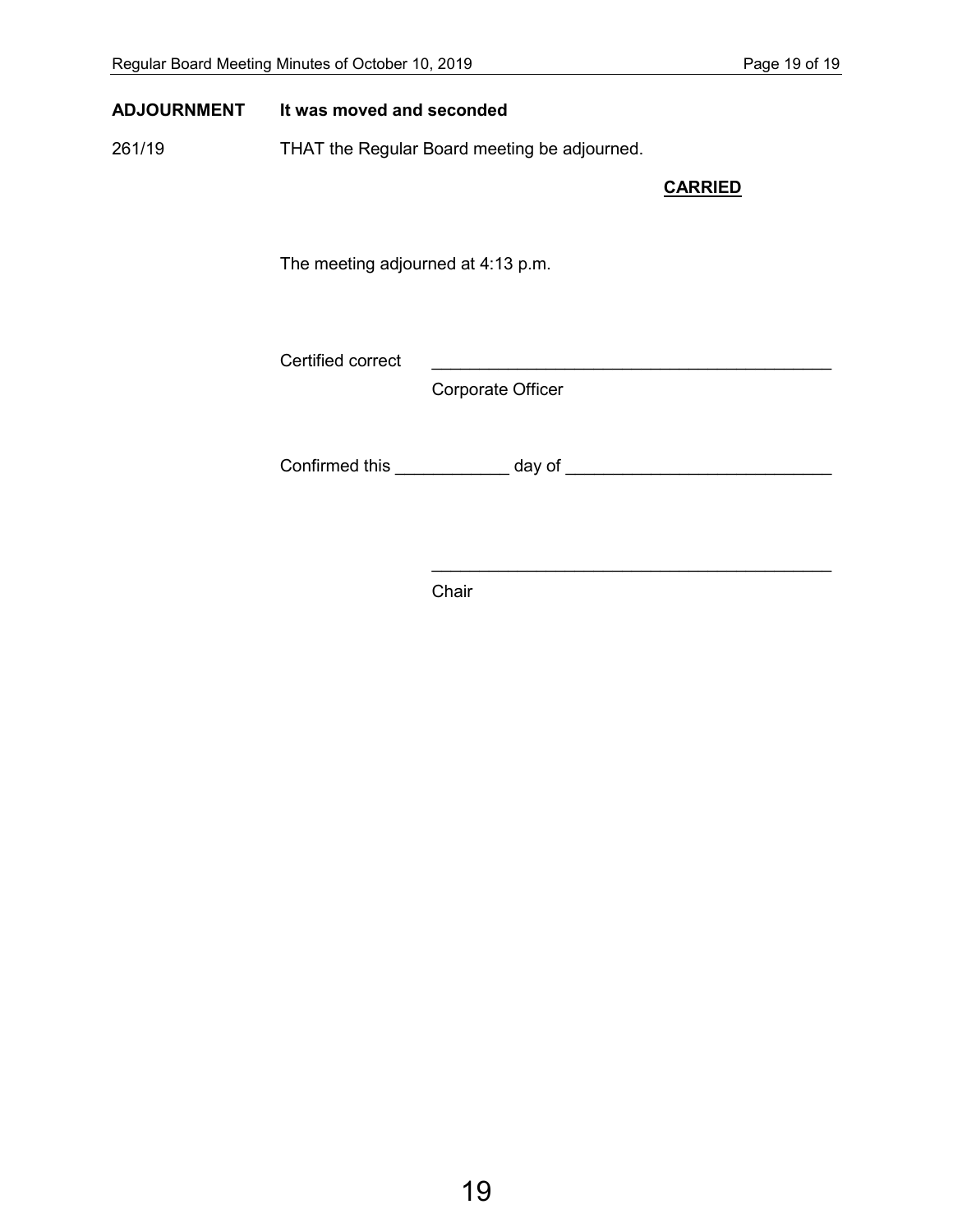**ADJOURNMENT** **It was moved and seconded**

261/19 THAT the Regular Board meeting be adjourned.

**CARRIED**

The meeting adjourned at 4:13 p.m.

Certified correct \_\_\_\_\_\_\_\_\_\_\_\_\_\_\_\_\_\_\_\_\_\_\_\_\_\_\_\_\_\_\_\_\_\_\_\_\_\_\_\_\_\_

Corporate Officer

Confirmed this \_\_\_\_\_\_\_\_\_\_\_\_ day of \_\_\_\_\_\_\_\_\_\_\_\_\_\_\_\_\_\_\_\_\_\_\_\_\_\_\_\_

\_\_\_\_\_\_\_\_\_\_\_\_\_\_\_\_\_\_\_\_\_\_\_\_\_\_\_\_\_\_\_\_\_\_\_\_\_\_\_\_\_\_

Chair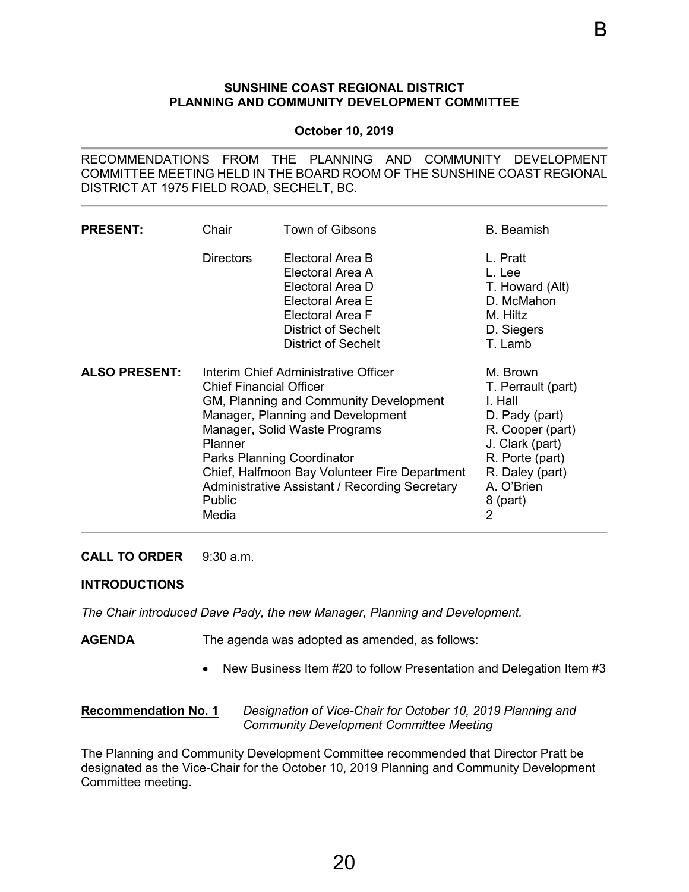B

**SUNSHINE COAST REGIONAL DISTRICT**
**PLANNING AND COMMUNITY DEVELOPMENT COMMITTEE**

**October 10, 2019**

RECOMMENDATIONS FROM THE PLANNING AND COMMUNITY DEVELOPMENT COMMITTEE MEETING HELD IN THE BOARD ROOM OF THE SUNSHINE COAST REGIONAL DISTRICT AT 1975 FIELD ROAD, SECHELT, BC.

| | | | |
|---|---|---|---|
| **PRESENT:** | Chair | Town of Gibsons | B. Beamish |
| | Directors | Electoral Area B | L. Pratt |
| | | Electoral Area A | L. Lee |
| | | Electoral Area D | T. Howard (Alt) |
| | | Electoral Area E | D. McMahon |
| | | Electoral Area F | M. Hiltz |
| | | District of Sechelt | D. Siegers |
| | | District of Sechelt | T. Lamb |

| | | |
|---|---|---|
| **ALSO PRESENT:** | Interim Chief Administrative Officer | M. Brown |
| | Chief Financial Officer | T. Perrault (part) |
| | GM, Planning and Community Development | I. Hall |
| | Manager, Planning and Development | D. Pady (part) |
| | Manager, Solid Waste Programs | R. Cooper (part) |
| | Planner | J. Clark (part) |
| | Parks Planning Coordinator | R. Porte (part) |
| | Chief, Halfmoon Bay Volunteer Fire Department | R. Daley (part) |
| | Administrative Assistant / Recording Secretary | A. O'Brien |
| | Public | 8 (part) |
| | Media | 2 |

**CALL TO ORDER** 9:30 a.m.

**INTRODUCTIONS**

*The Chair introduced Dave Pady, the new Manager, Planning and Development.*

**AGENDA** The agenda was adopted as amended, as follows:

- New Business Item #20 to follow Presentation and Delegation Item #3

**Recommendation No. 1** *Designation of Vice-Chair for October 10, 2019 Planning and Community Development Committee Meeting*

The Planning and Community Development Committee recommended that Director Pratt be designated as the Vice-Chair for the October 10, 2019 Planning and Community Development Committee meeting.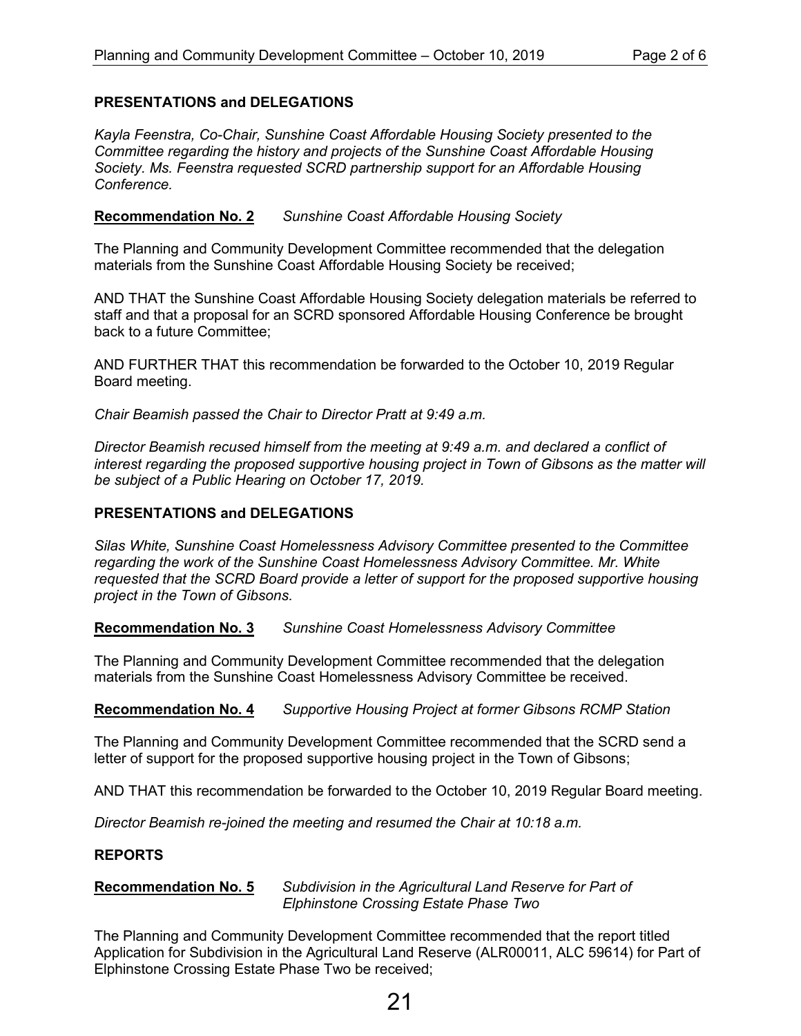## PRESENTATIONS and DELEGATIONS

*Kayla Feenstra, Co-Chair, Sunshine Coast Affordable Housing Society presented to the Committee regarding the history and projects of the Sunshine Coast Affordable Housing Society. Ms. Feenstra requested SCRD partnership support for an Affordable Housing Conference.*

**Recommendation No. 2** *Sunshine Coast Affordable Housing Society*

The Planning and Community Development Committee recommended that the delegation materials from the Sunshine Coast Affordable Housing Society be received;

AND THAT the Sunshine Coast Affordable Housing Society delegation materials be referred to staff and that a proposal for an SCRD sponsored Affordable Housing Conference be brought back to a future Committee;

AND FURTHER THAT this recommendation be forwarded to the October 10, 2019 Regular Board meeting.

*Chair Beamish passed the Chair to Director Pratt at 9:49 a.m.*

*Director Beamish recused himself from the meeting at 9:49 a.m. and declared a conflict of interest regarding the proposed supportive housing project in Town of Gibsons as the matter will be subject of a Public Hearing on October 17, 2019.*

## PRESENTATIONS and DELEGATIONS

*Silas White, Sunshine Coast Homelessness Advisory Committee presented to the Committee regarding the work of the Sunshine Coast Homelessness Advisory Committee. Mr. White requested that the SCRD Board provide a letter of support for the proposed supportive housing project in the Town of Gibsons.*

**Recommendation No. 3** *Sunshine Coast Homelessness Advisory Committee*

The Planning and Community Development Committee recommended that the delegation materials from the Sunshine Coast Homelessness Advisory Committee be received.

**Recommendation No. 4** *Supportive Housing Project at former Gibsons RCMP Station*

The Planning and Community Development Committee recommended that the SCRD send a letter of support for the proposed supportive housing project in the Town of Gibsons;

AND THAT this recommendation be forwarded to the October 10, 2019 Regular Board meeting.

*Director Beamish re-joined the meeting and resumed the Chair at 10:18 a.m.*

## REPORTS

**Recommendation No. 5** *Subdivision in the Agricultural Land Reserve for Part of Elphinstone Crossing Estate Phase Two*

The Planning and Community Development Committee recommended that the report titled Application for Subdivision in the Agricultural Land Reserve (ALR00011, ALC 59614) for Part of Elphinstone Crossing Estate Phase Two be received;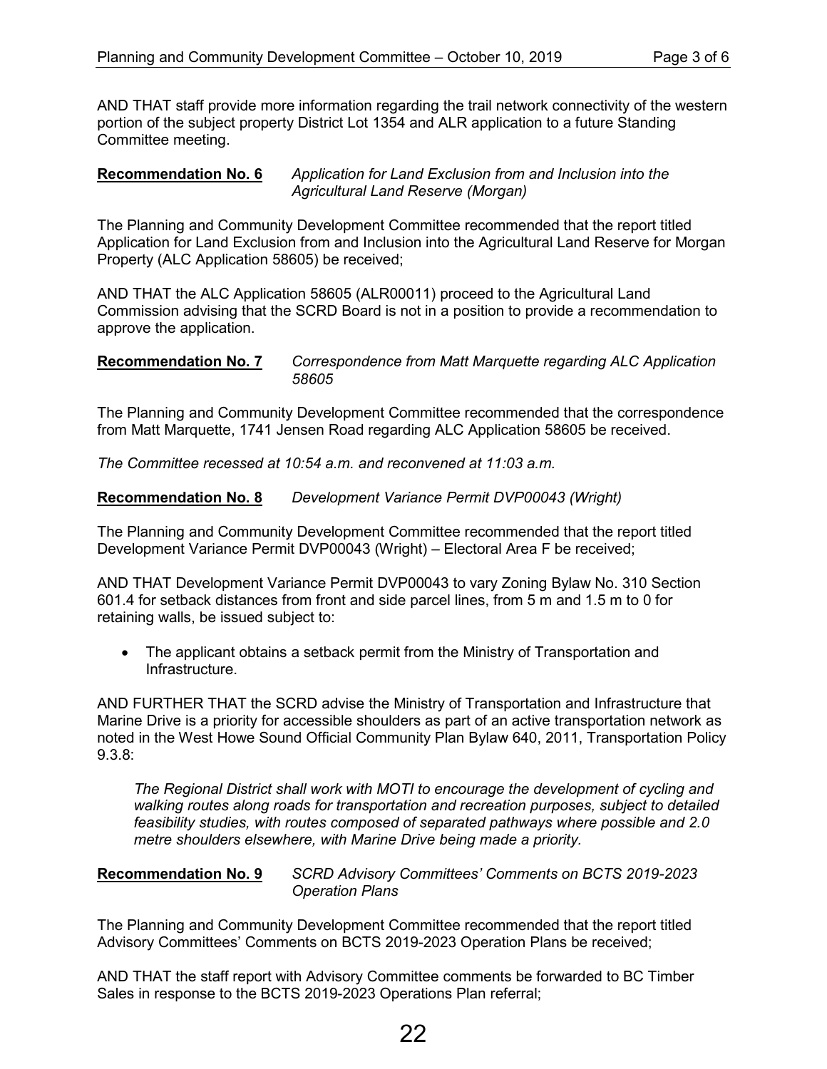AND THAT staff provide more information regarding the trail network connectivity of the western portion of the subject property District Lot 1354 and ALR application to a future Standing Committee meeting.

**Recommendation No. 6** *Application for Land Exclusion from and Inclusion into the Agricultural Land Reserve (Morgan)*

The Planning and Community Development Committee recommended that the report titled Application for Land Exclusion from and Inclusion into the Agricultural Land Reserve for Morgan Property (ALC Application 58605) be received;

AND THAT the ALC Application 58605 (ALR00011) proceed to the Agricultural Land Commission advising that the SCRD Board is not in a position to provide a recommendation to approve the application.

**Recommendation No. 7** *Correspondence from Matt Marquette regarding ALC Application 58605*

The Planning and Community Development Committee recommended that the correspondence from Matt Marquette, 1741 Jensen Road regarding ALC Application 58605 be received.

*The Committee recessed at 10:54 a.m. and reconvened at 11:03 a.m.*

**Recommendation No. 8** *Development Variance Permit DVP00043 (Wright)*

The Planning and Community Development Committee recommended that the report titled Development Variance Permit DVP00043 (Wright) – Electoral Area F be received;

AND THAT Development Variance Permit DVP00043 to vary Zoning Bylaw No. 310 Section 601.4 for setback distances from front and side parcel lines, from 5 m and 1.5 m to 0 for retaining walls, be issued subject to:

- The applicant obtains a setback permit from the Ministry of Transportation and Infrastructure.

AND FURTHER THAT the SCRD advise the Ministry of Transportation and Infrastructure that Marine Drive is a priority for accessible shoulders as part of an active transportation network as noted in the West Howe Sound Official Community Plan Bylaw 640, 2011, Transportation Policy 9.3.8:

> *The Regional District shall work with MOTI to encourage the development of cycling and walking routes along roads for transportation and recreation purposes, subject to detailed feasibility studies, with routes composed of separated pathways where possible and 2.0 metre shoulders elsewhere, with Marine Drive being made a priority.*

**Recommendation No. 9** *SCRD Advisory Committees' Comments on BCTS 2019-2023 Operation Plans*

The Planning and Community Development Committee recommended that the report titled Advisory Committees' Comments on BCTS 2019-2023 Operation Plans be received;

AND THAT the staff report with Advisory Committee comments be forwarded to BC Timber Sales in response to the BCTS 2019-2023 Operations Plan referral;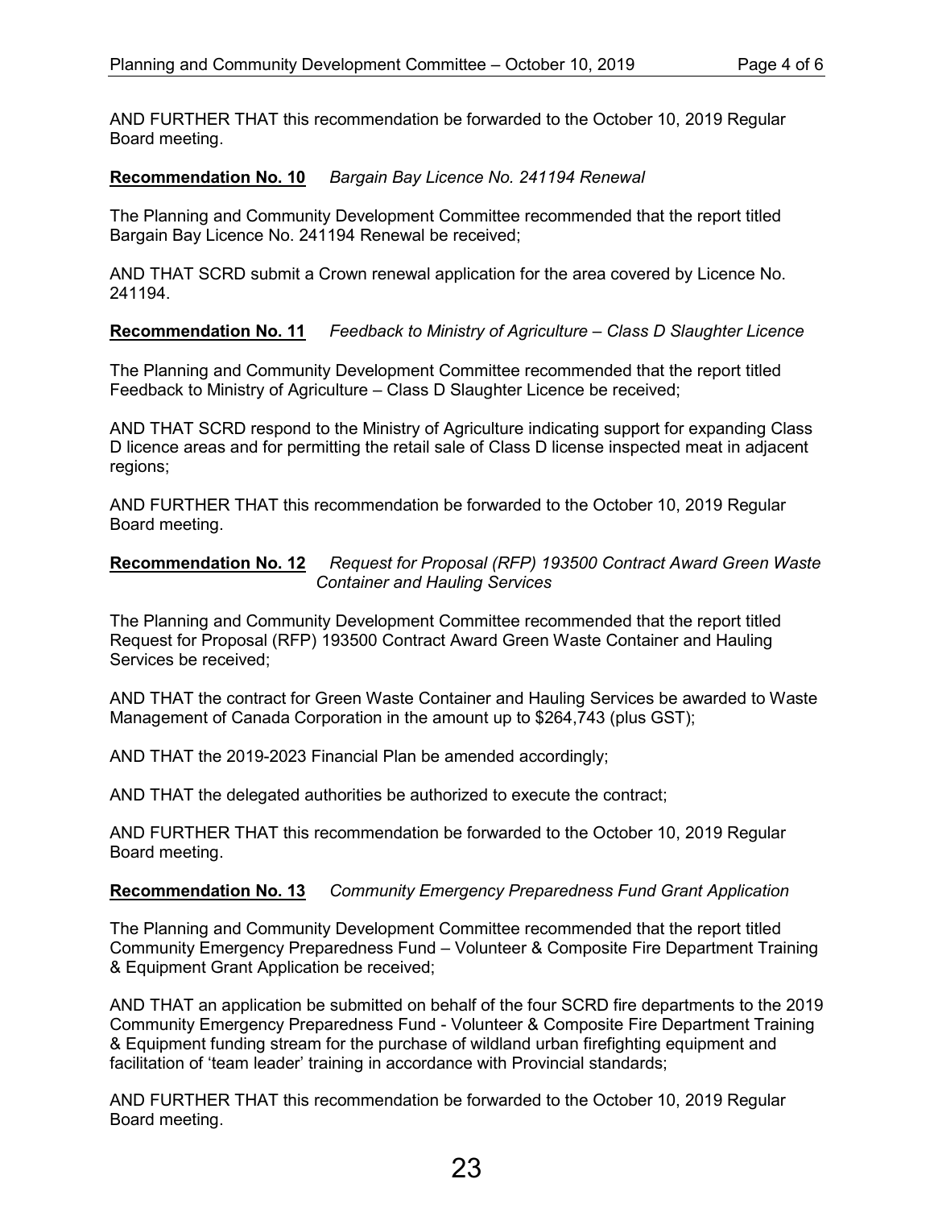AND FURTHER THAT this recommendation be forwarded to the October 10, 2019 Regular Board meeting.

**Recommendation No. 10** *Bargain Bay Licence No. 241194 Renewal*

The Planning and Community Development Committee recommended that the report titled Bargain Bay Licence No. 241194 Renewal be received;

AND THAT SCRD submit a Crown renewal application for the area covered by Licence No. 241194.

**Recommendation No. 11** *Feedback to Ministry of Agriculture – Class D Slaughter Licence*

The Planning and Community Development Committee recommended that the report titled Feedback to Ministry of Agriculture – Class D Slaughter Licence be received;

AND THAT SCRD respond to the Ministry of Agriculture indicating support for expanding Class D licence areas and for permitting the retail sale of Class D license inspected meat in adjacent regions;

AND FURTHER THAT this recommendation be forwarded to the October 10, 2019 Regular Board meeting.

**Recommendation No. 12** *Request for Proposal (RFP) 193500 Contract Award Green Waste Container and Hauling Services*

The Planning and Community Development Committee recommended that the report titled Request for Proposal (RFP) 193500 Contract Award Green Waste Container and Hauling Services be received;

AND THAT the contract for Green Waste Container and Hauling Services be awarded to Waste Management of Canada Corporation in the amount up to $264,743 (plus GST);

AND THAT the 2019-2023 Financial Plan be amended accordingly;

AND THAT the delegated authorities be authorized to execute the contract;

AND FURTHER THAT this recommendation be forwarded to the October 10, 2019 Regular Board meeting.

**Recommendation No. 13** *Community Emergency Preparedness Fund Grant Application*

The Planning and Community Development Committee recommended that the report titled Community Emergency Preparedness Fund – Volunteer & Composite Fire Department Training & Equipment Grant Application be received;

AND THAT an application be submitted on behalf of the four SCRD fire departments to the 2019 Community Emergency Preparedness Fund - Volunteer & Composite Fire Department Training & Equipment funding stream for the purchase of wildland urban firefighting equipment and facilitation of 'team leader' training in accordance with Provincial standards;

AND FURTHER THAT this recommendation be forwarded to the October 10, 2019 Regular Board meeting.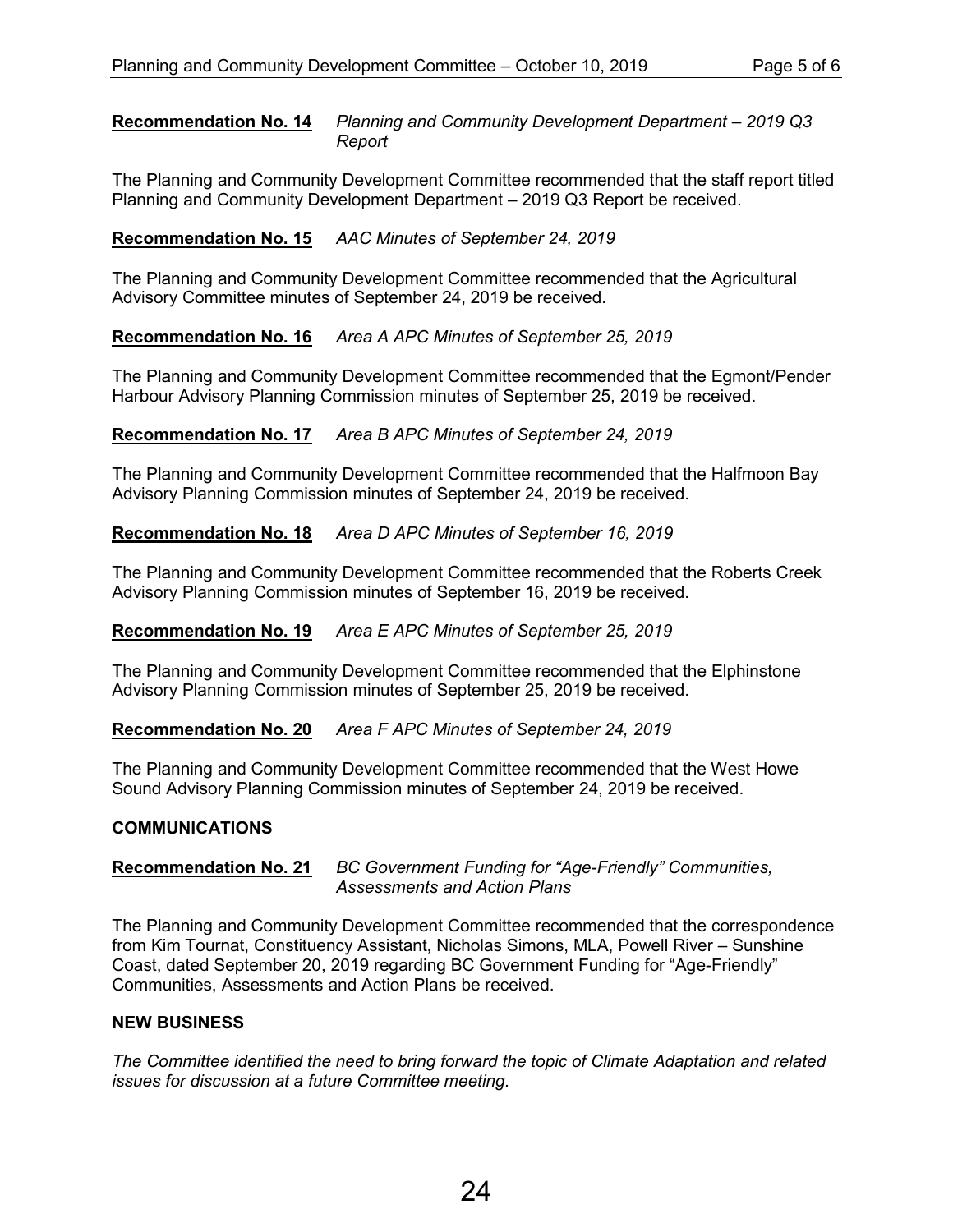**Recommendation No. 14** *Planning and Community Development Department – 2019 Q3 Report*

The Planning and Community Development Committee recommended that the staff report titled Planning and Community Development Department – 2019 Q3 Report be received.

**Recommendation No. 15** *AAC Minutes of September 24, 2019*

The Planning and Community Development Committee recommended that the Agricultural Advisory Committee minutes of September 24, 2019 be received.

**Recommendation No. 16** *Area A APC Minutes of September 25, 2019*

The Planning and Community Development Committee recommended that the Egmont/Pender Harbour Advisory Planning Commission minutes of September 25, 2019 be received.

**Recommendation No. 17** *Area B APC Minutes of September 24, 2019*

The Planning and Community Development Committee recommended that the Halfmoon Bay Advisory Planning Commission minutes of September 24, 2019 be received.

**Recommendation No. 18** *Area D APC Minutes of September 16, 2019*

The Planning and Community Development Committee recommended that the Roberts Creek Advisory Planning Commission minutes of September 16, 2019 be received.

**Recommendation No. 19** *Area E APC Minutes of September 25, 2019*

The Planning and Community Development Committee recommended that the Elphinstone Advisory Planning Commission minutes of September 25, 2019 be received.

**Recommendation No. 20** *Area F APC Minutes of September 24, 2019*

The Planning and Community Development Committee recommended that the West Howe Sound Advisory Planning Commission minutes of September 24, 2019 be received.

**COMMUNICATIONS**

**Recommendation No. 21** *BC Government Funding for "Age-Friendly" Communities, Assessments and Action Plans*

The Planning and Community Development Committee recommended that the correspondence from Kim Tournat, Constituency Assistant, Nicholas Simons, MLA, Powell River – Sunshine Coast, dated September 20, 2019 regarding BC Government Funding for "Age-Friendly" Communities, Assessments and Action Plans be received.

**NEW BUSINESS**

*The Committee identified the need to bring forward the topic of Climate Adaptation and related issues for discussion at a future Committee meeting.*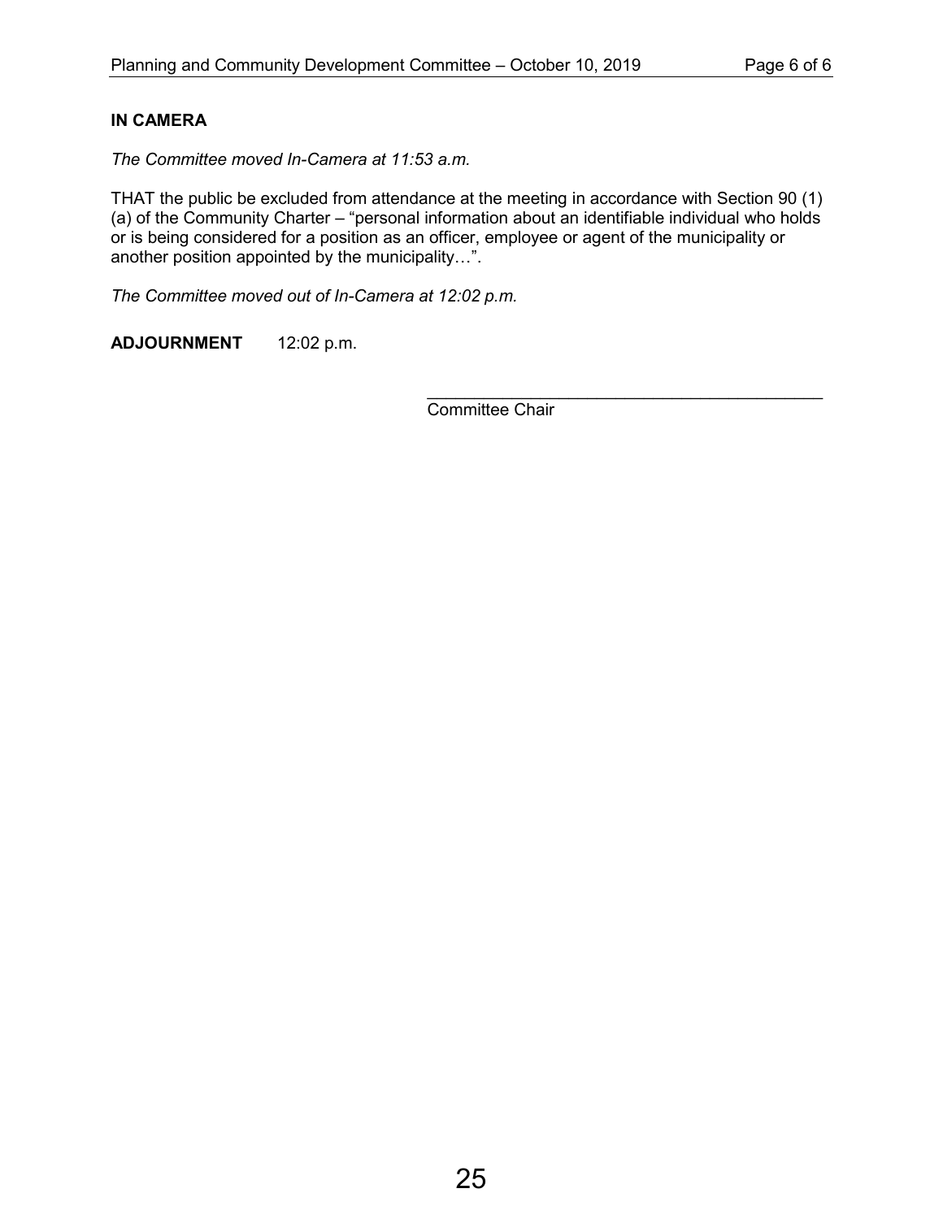**IN CAMERA**

*The Committee moved In-Camera at 11:53 a.m.*

THAT the public be excluded from attendance at the meeting in accordance with Section 90 (1) (a) of the Community Charter – "personal information about an identifiable individual who holds or is being considered for a position as an officer, employee or agent of the municipality or another position appointed by the municipality…".

*The Committee moved out of In-Camera at 12:02 p.m.*

**ADJOURNMENT** 12:02 p.m.

\_\_\_\_\_\_\_\_\_\_\_\_\_\_\_\_\_\_\_\_\_\_\_\_\_\_\_\_\_\_\_\_\_\_\_\_\_\_\_\_\_\_\_\_

Committee Chair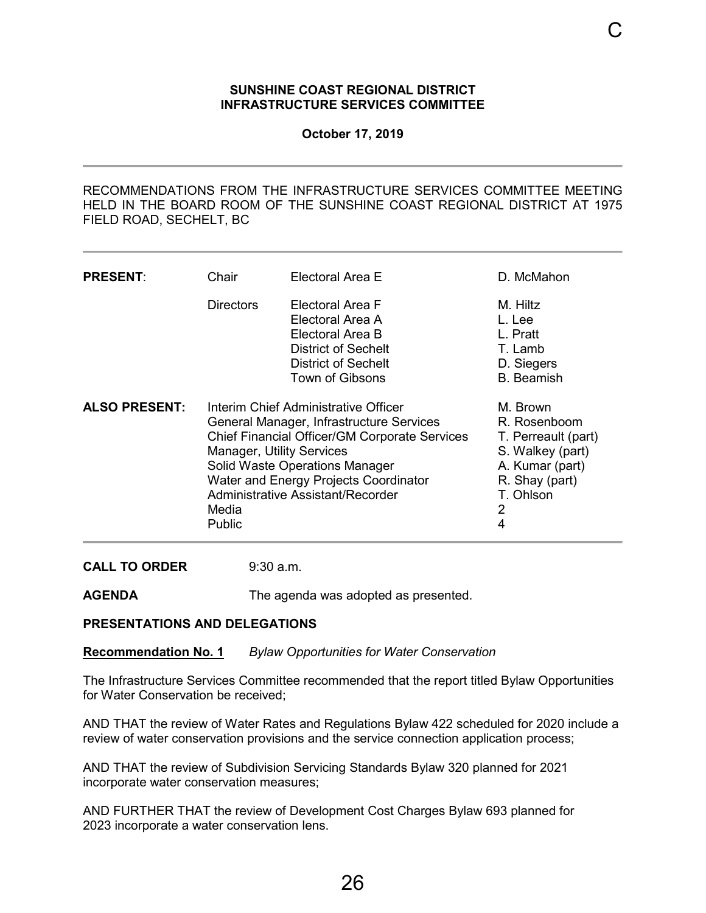C

**SUNSHINE COAST REGIONAL DISTRICT**
**INFRASTRUCTURE SERVICES COMMITTEE**

**October 17, 2019**

---

RECOMMENDATIONS FROM THE INFRASTRUCTURE SERVICES COMMITTEE MEETING HELD IN THE BOARD ROOM OF THE SUNSHINE COAST REGIONAL DISTRICT AT 1975 FIELD ROAD, SECHELT, BC

---

| | | | |
|---|---|---|---|
| **PRESENT**: | Chair | Electoral Area E | D. McMahon |
| | Directors | Electoral Area F | M. Hiltz |
| | | Electoral Area A | L. Lee |
| | | Electoral Area B | L. Pratt |
| | | District of Sechelt | T. Lamb |
| | | District of Sechelt | D. Siegers |
| | | Town of Gibsons | B. Beamish |
| **ALSO PRESENT:** | Interim Chief Administrative Officer | | M. Brown |
| | General Manager, Infrastructure Services | | R. Rosenboom |
| | Chief Financial Officer/GM Corporate Services | | T. Perreault (part) |
| | Manager, Utility Services | | S. Walkey (part) |
| | Solid Waste Operations Manager | | A. Kumar (part) |
| | Water and Energy Projects Coordinator | | R. Shay (part) |
| | Administrative Assistant/Recorder | | T. Ohlson |
| | Media | | 2 |
| | Public | | 4 |

---

**CALL TO ORDER** 9:30 a.m.

**AGENDA** The agenda was adopted as presented.

**PRESENTATIONS AND DELEGATIONS**

**Recommendation No. 1** *Bylaw Opportunities for Water Conservation*

The Infrastructure Services Committee recommended that the report titled Bylaw Opportunities for Water Conservation be received;

AND THAT the review of Water Rates and Regulations Bylaw 422 scheduled for 2020 include a review of water conservation provisions and the service connection application process;

AND THAT the review of Subdivision Servicing Standards Bylaw 320 planned for 2021 incorporate water conservation measures;

AND FURTHER THAT the review of Development Cost Charges Bylaw 693 planned for 2023 incorporate a water conservation lens.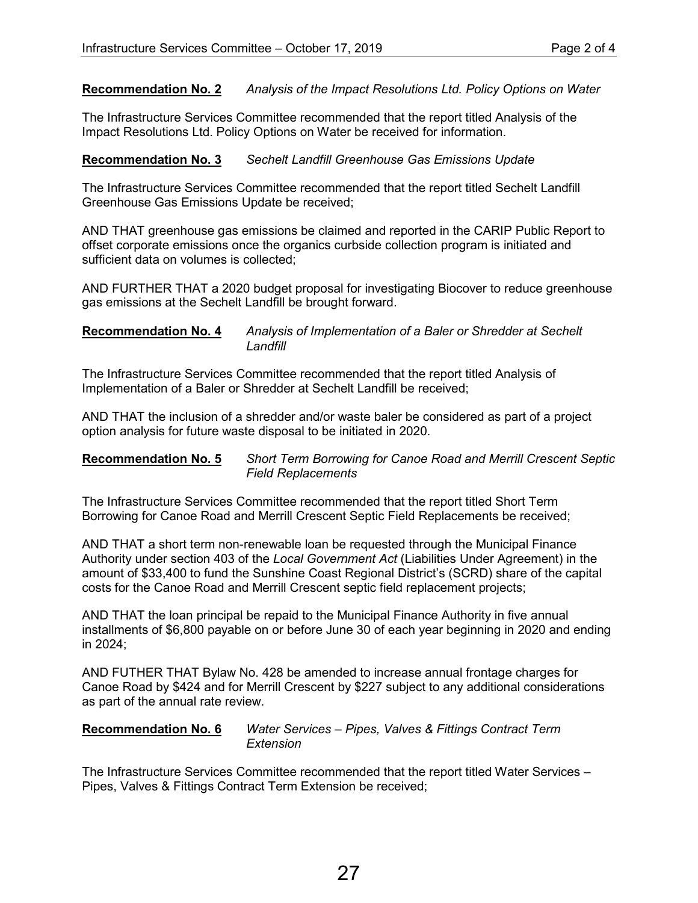**Recommendation No. 2** *Analysis of the Impact Resolutions Ltd. Policy Options on Water*

The Infrastructure Services Committee recommended that the report titled Analysis of the Impact Resolutions Ltd. Policy Options on Water be received for information.

**Recommendation No. 3** *Sechelt Landfill Greenhouse Gas Emissions Update*

The Infrastructure Services Committee recommended that the report titled Sechelt Landfill Greenhouse Gas Emissions Update be received;

AND THAT greenhouse gas emissions be claimed and reported in the CARIP Public Report to offset corporate emissions once the organics curbside collection program is initiated and sufficient data on volumes is collected;

AND FURTHER THAT a 2020 budget proposal for investigating Biocover to reduce greenhouse gas emissions at the Sechelt Landfill be brought forward.

**Recommendation No. 4** *Analysis of Implementation of a Baler or Shredder at Sechelt Landfill*

The Infrastructure Services Committee recommended that the report titled Analysis of Implementation of a Baler or Shredder at Sechelt Landfill be received;

AND THAT the inclusion of a shredder and/or waste baler be considered as part of a project option analysis for future waste disposal to be initiated in 2020.

**Recommendation No. 5** *Short Term Borrowing for Canoe Road and Merrill Crescent Septic Field Replacements*

The Infrastructure Services Committee recommended that the report titled Short Term Borrowing for Canoe Road and Merrill Crescent Septic Field Replacements be received;

AND THAT a short term non-renewable loan be requested through the Municipal Finance Authority under section 403 of the *Local Government Act* (Liabilities Under Agreement) in the amount of $33,400 to fund the Sunshine Coast Regional District's (SCRD) share of the capital costs for the Canoe Road and Merrill Crescent septic field replacement projects;

AND THAT the loan principal be repaid to the Municipal Finance Authority in five annual installments of $6,800 payable on or before June 30 of each year beginning in 2020 and ending in 2024;

AND FUTHER THAT Bylaw No. 428 be amended to increase annual frontage charges for Canoe Road by $424 and for Merrill Crescent by $227 subject to any additional considerations as part of the annual rate review.

**Recommendation No. 6** *Water Services – Pipes, Valves & Fittings Contract Term Extension*

The Infrastructure Services Committee recommended that the report titled Water Services – Pipes, Valves & Fittings Contract Term Extension be received;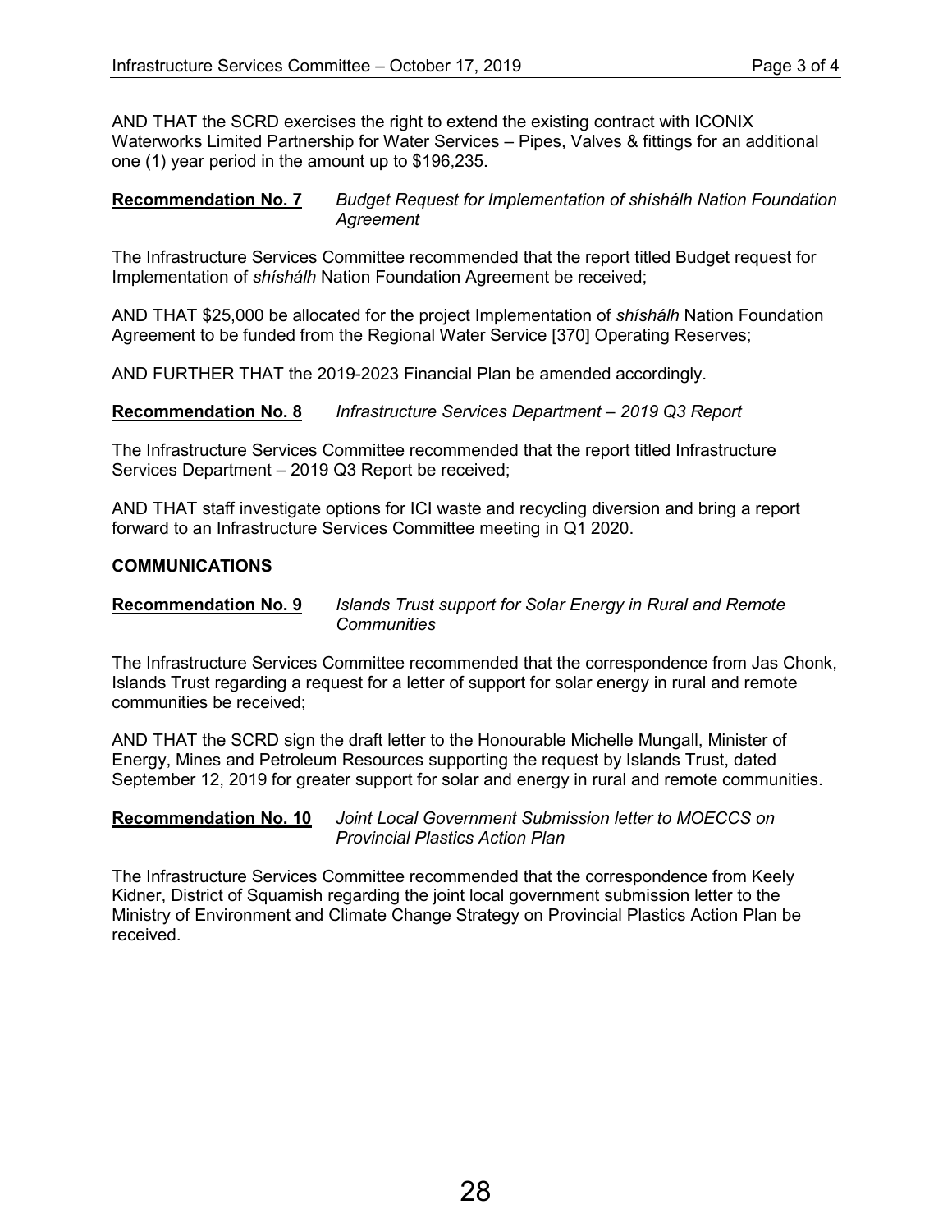AND THAT the SCRD exercises the right to extend the existing contract with ICONIX Waterworks Limited Partnership for Water Services – Pipes, Valves & fittings for an additional one (1) year period in the amount up to $196,235.

**Recommendation No. 7** *Budget Request for Implementation of shíshálh Nation Foundation Agreement*

The Infrastructure Services Committee recommended that the report titled Budget request for Implementation of *shíshálh* Nation Foundation Agreement be received;

AND THAT $25,000 be allocated for the project Implementation of *shíshálh* Nation Foundation Agreement to be funded from the Regional Water Service [370] Operating Reserves;

AND FURTHER THAT the 2019-2023 Financial Plan be amended accordingly.

**Recommendation No. 8** *Infrastructure Services Department – 2019 Q3 Report*

The Infrastructure Services Committee recommended that the report titled Infrastructure Services Department – 2019 Q3 Report be received;

AND THAT staff investigate options for ICI waste and recycling diversion and bring a report forward to an Infrastructure Services Committee meeting in Q1 2020.

**COMMUNICATIONS**

**Recommendation No. 9** *Islands Trust support for Solar Energy in Rural and Remote Communities*

The Infrastructure Services Committee recommended that the correspondence from Jas Chonk, Islands Trust regarding a request for a letter of support for solar energy in rural and remote communities be received;

AND THAT the SCRD sign the draft letter to the Honourable Michelle Mungall, Minister of Energy, Mines and Petroleum Resources supporting the request by Islands Trust, dated September 12, 2019 for greater support for solar and energy in rural and remote communities.

**Recommendation No. 10** *Joint Local Government Submission letter to MOECCS on Provincial Plastics Action Plan*

The Infrastructure Services Committee recommended that the correspondence from Keely Kidner, District of Squamish regarding the joint local government submission letter to the Ministry of Environment and Climate Change Strategy on Provincial Plastics Action Plan be received.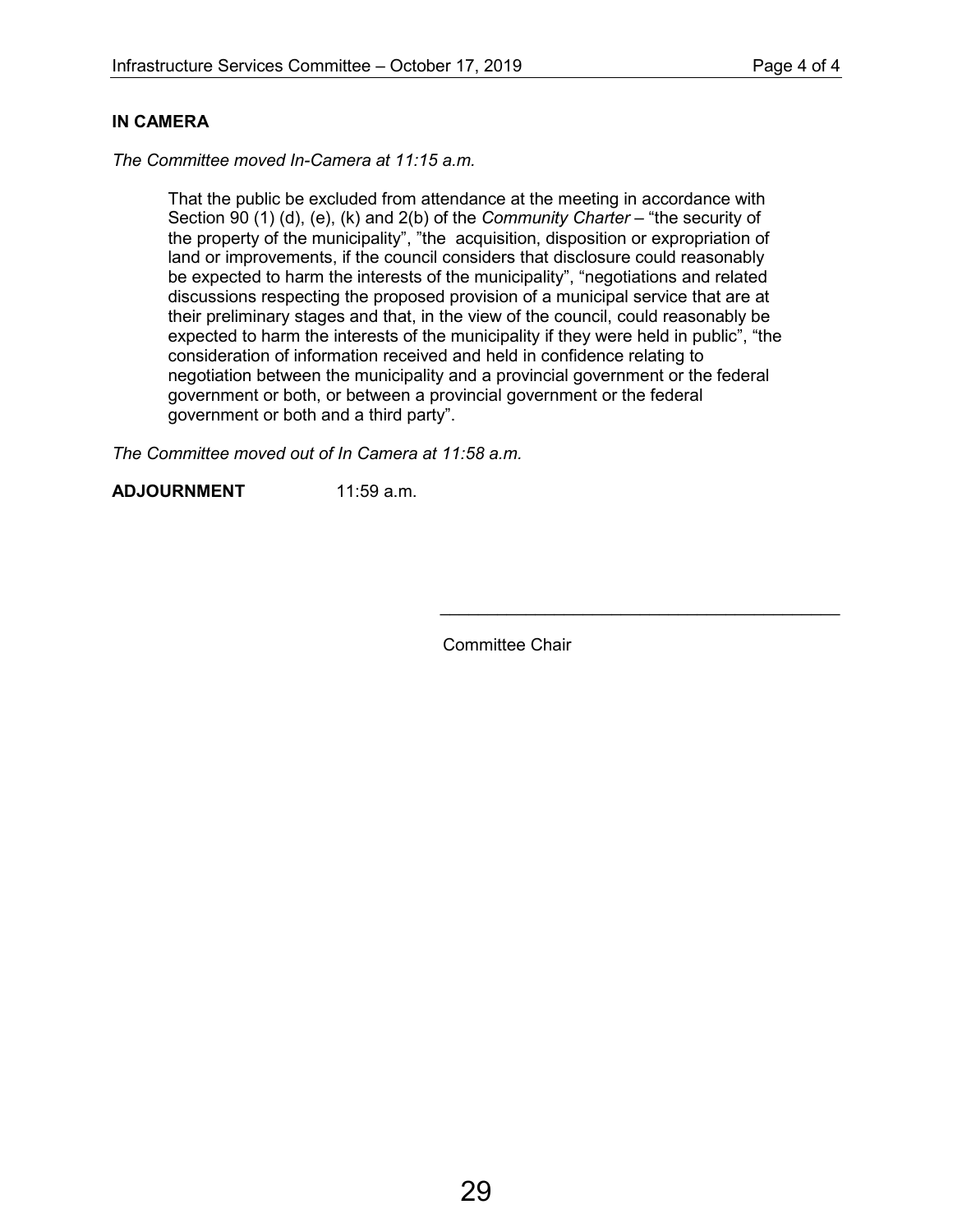**IN CAMERA**

*The Committee moved In-Camera at 11:15 a.m.*

> That the public be excluded from attendance at the meeting in accordance with Section 90 (1) (d), (e), (k) and 2(b) of the *Community Charter* – "the security of the property of the municipality", "the acquisition, disposition or expropriation of land or improvements, if the council considers that disclosure could reasonably be expected to harm the interests of the municipality", "negotiations and related discussions respecting the proposed provision of a municipal service that are at their preliminary stages and that, in the view of the council, could reasonably be expected to harm the interests of the municipality if they were held in public", "the consideration of information received and held in confidence relating to negotiation between the municipality and a provincial government or the federal government or both, or between a provincial government or the federal government or both and a third party".

*The Committee moved out of In Camera at 11:58 a.m.*

**ADJOURNMENT** 11:59 a.m.

\_\_\_\_\_\_\_\_\_\_\_\_\_\_\_\_\_\_\_\_\_\_\_\_\_\_\_\_\_\_\_\_\_\_\_\_\_\_\_\_

Committee Chair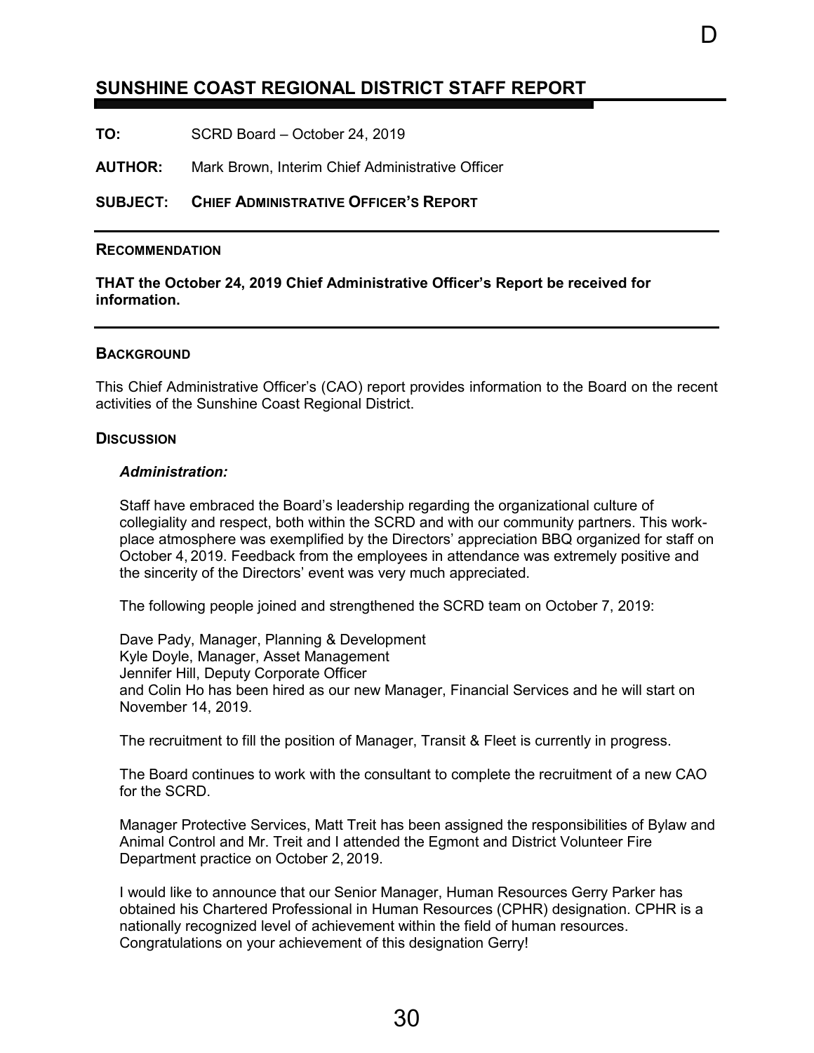## SUNSHINE COAST REGIONAL DISTRICT STAFF REPORT

**TO:** SCRD Board – October 24, 2019

**AUTHOR:** Mark Brown, Interim Chief Administrative Officer

**SUBJECT:** **CHIEF ADMINISTRATIVE OFFICER'S REPORT**

### RECOMMENDATION

**THAT the October 24, 2019 Chief Administrative Officer's Report be received for information.**

### BACKGROUND

This Chief Administrative Officer's (CAO) report provides information to the Board on the recent activities of the Sunshine Coast Regional District.

### DISCUSSION

***Administration:***

Staff have embraced the Board's leadership regarding the organizational culture of collegiality and respect, both within the SCRD and with our community partners. This work-place atmosphere was exemplified by the Directors' appreciation BBQ organized for staff on October 4, 2019. Feedback from the employees in attendance was extremely positive and the sincerity of the Directors' event was very much appreciated.

The following people joined and strengthened the SCRD team on October 7, 2019:

Dave Pady, Manager, Planning & Development  
Kyle Doyle, Manager, Asset Management  
Jennifer Hill, Deputy Corporate Officer  
and Colin Ho has been hired as our new Manager, Financial Services and he will start on November 14, 2019.

The recruitment to fill the position of Manager, Transit & Fleet is currently in progress.

The Board continues to work with the consultant to complete the recruitment of a new CAO for the SCRD.

Manager Protective Services, Matt Treit has been assigned the responsibilities of Bylaw and Animal Control and Mr. Treit and I attended the Egmont and District Volunteer Fire Department practice on October 2, 2019.

I would like to announce that our Senior Manager, Human Resources Gerry Parker has obtained his Chartered Professional in Human Resources (CPHR) designation. CPHR is a nationally recognized level of achievement within the field of human resources. Congratulations on your achievement of this designation Gerry!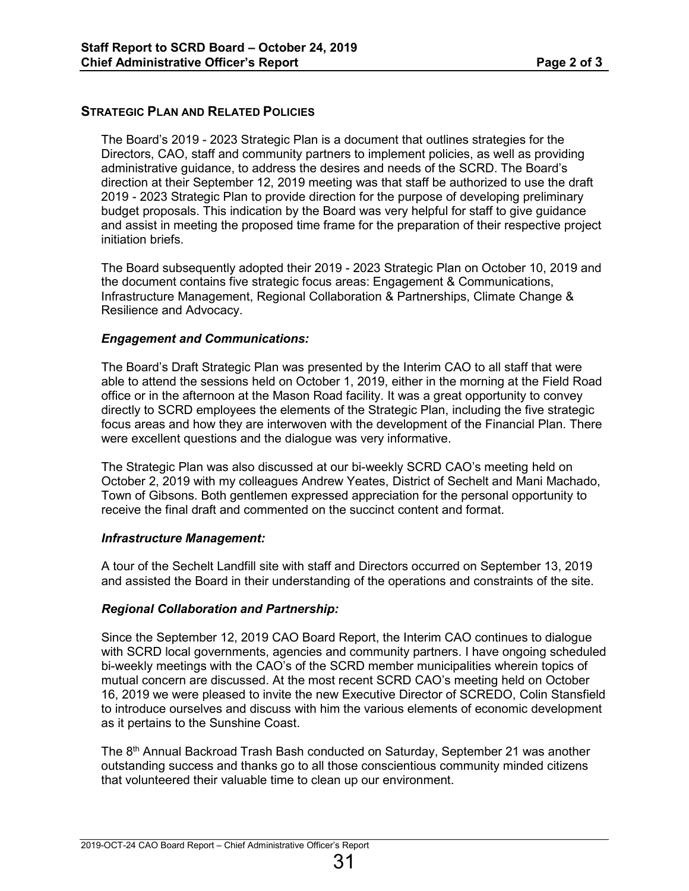## Strategic Plan and Related Policies

The Board's 2019 - 2023 Strategic Plan is a document that outlines strategies for the Directors, CAO, staff and community partners to implement policies, as well as providing administrative guidance, to address the desires and needs of the SCRD. The Board's direction at their September 12, 2019 meeting was that staff be authorized to use the draft 2019 - 2023 Strategic Plan to provide direction for the purpose of developing preliminary budget proposals. This indication by the Board was very helpful for staff to give guidance and assist in meeting the proposed time frame for the preparation of their respective project initiation briefs.

The Board subsequently adopted their 2019 - 2023 Strategic Plan on October 10, 2019 and the document contains five strategic focus areas: Engagement & Communications, Infrastructure Management, Regional Collaboration & Partnerships, Climate Change & Resilience and Advocacy.

### *Engagement and Communications:*

The Board's Draft Strategic Plan was presented by the Interim CAO to all staff that were able to attend the sessions held on October 1, 2019, either in the morning at the Field Road office or in the afternoon at the Mason Road facility. It was a great opportunity to convey directly to SCRD employees the elements of the Strategic Plan, including the five strategic focus areas and how they are interwoven with the development of the Financial Plan. There were excellent questions and the dialogue was very informative.

The Strategic Plan was also discussed at our bi-weekly SCRD CAO's meeting held on October 2, 2019 with my colleagues Andrew Yeates, District of Sechelt and Mani Machado, Town of Gibsons. Both gentlemen expressed appreciation for the personal opportunity to receive the final draft and commented on the succinct content and format.

### *Infrastructure Management:*

A tour of the Sechelt Landfill site with staff and Directors occurred on September 13, 2019 and assisted the Board in their understanding of the operations and constraints of the site.

### *Regional Collaboration and Partnership:*

Since the September 12, 2019 CAO Board Report, the Interim CAO continues to dialogue with SCRD local governments, agencies and community partners. I have ongoing scheduled bi-weekly meetings with the CAO's of the SCRD member municipalities wherein topics of mutual concern are discussed. At the most recent SCRD CAO's meeting held on October 16, 2019 we were pleased to invite the new Executive Director of SCREDO, Colin Stansfield to introduce ourselves and discuss with him the various elements of economic development as it pertains to the Sunshine Coast.

The 8th Annual Backroad Trash Bash conducted on Saturday, September 21 was another outstanding success and thanks go to all those conscientious community minded citizens that volunteered their valuable time to clean up our environment.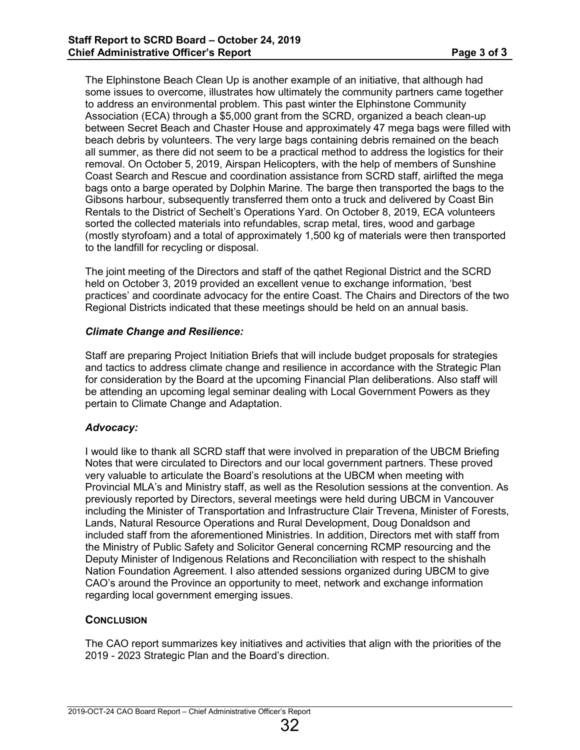The Elphinstone Beach Clean Up is another example of an initiative, that although had some issues to overcome, illustrates how ultimately the community partners came together to address an environmental problem. This past winter the Elphinstone Community Association (ECA) through a $5,000 grant from the SCRD, organized a beach clean-up between Secret Beach and Chaster House and approximately 47 mega bags were filled with beach debris by volunteers. The very large bags containing debris remained on the beach all summer, as there did not seem to be a practical method to address the logistics for their removal. On October 5, 2019, Airspan Helicopters, with the help of members of Sunshine Coast Search and Rescue and coordination assistance from SCRD staff, airlifted the mega bags onto a barge operated by Dolphin Marine. The barge then transported the bags to the Gibsons harbour, subsequently transferred them onto a truck and delivered by Coast Bin Rentals to the District of Sechelt's Operations Yard. On October 8, 2019, ECA volunteers sorted the collected materials into refundables, scrap metal, tires, wood and garbage (mostly styrofoam) and a total of approximately 1,500 kg of materials were then transported to the landfill for recycling or disposal.

The joint meeting of the Directors and staff of the qathet Regional District and the SCRD held on October 3, 2019 provided an excellent venue to exchange information, 'best practices' and coordinate advocacy for the entire Coast. The Chairs and Directors of the two Regional Districts indicated that these meetings should be held on an annual basis.

### *Climate Change and Resilience:*

Staff are preparing Project Initiation Briefs that will include budget proposals for strategies and tactics to address climate change and resilience in accordance with the Strategic Plan for consideration by the Board at the upcoming Financial Plan deliberations. Also staff will be attending an upcoming legal seminar dealing with Local Government Powers as they pertain to Climate Change and Adaptation.

### *Advocacy:*

I would like to thank all SCRD staff that were involved in preparation of the UBCM Briefing Notes that were circulated to Directors and our local government partners. These proved very valuable to articulate the Board's resolutions at the UBCM when meeting with Provincial MLA's and Ministry staff, as well as the Resolution sessions at the convention. As previously reported by Directors, several meetings were held during UBCM in Vancouver including the Minister of Transportation and Infrastructure Clair Trevena, Minister of Forests, Lands, Natural Resource Operations and Rural Development, Doug Donaldson and included staff from the aforementioned Ministries. In addition, Directors met with staff from the Ministry of Public Safety and Solicitor General concerning RCMP resourcing and the Deputy Minister of Indigenous Relations and Reconciliation with respect to the shishalh Nation Foundation Agreement. I also attended sessions organized during UBCM to give CAO's around the Province an opportunity to meet, network and exchange information regarding local government emerging issues.

## CONCLUSION

The CAO report summarizes key initiatives and activities that align with the priorities of the 2019 - 2023 Strategic Plan and the Board's direction.